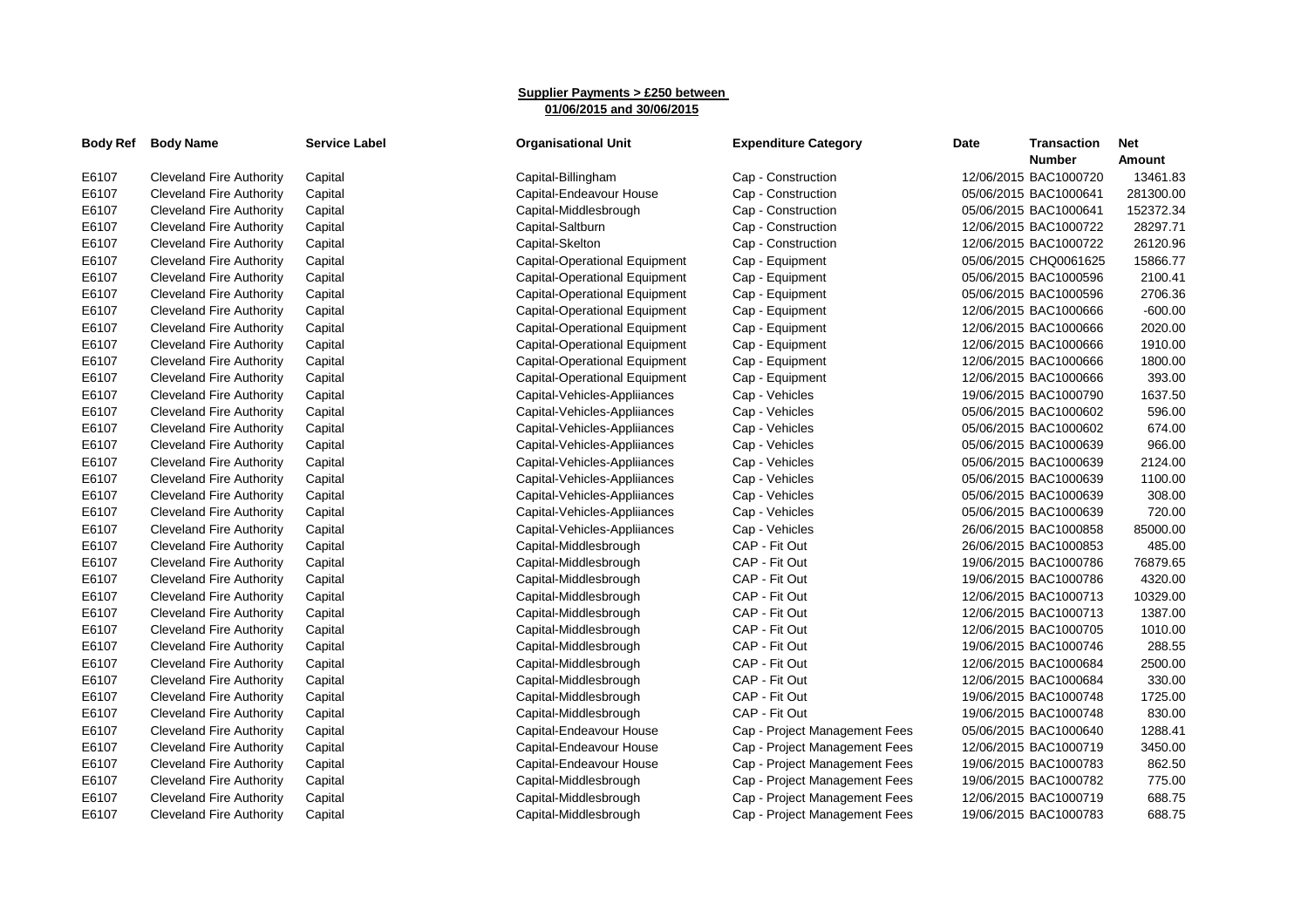**Supplier Payments > £250 between 01/06/2015 and 30/06/2015**

| Body Ref | Body Name | Service Label | Organisational Unit | Expenditure Category | Date | Transaction Number | Net Amount |
|---|---|---|---|---|---|---|---|
| E6107 | Cleveland Fire Authority | Capital | Capital-Billingham | Cap - Construction | 12/06/2015 | BAC1000720 | 13461.83 |
| E6107 | Cleveland Fire Authority | Capital | Capital-Endeavour House | Cap - Construction | 05/06/2015 | BAC1000641 | 281300.00 |
| E6107 | Cleveland Fire Authority | Capital | Capital-Middlesbrough | Cap - Construction | 05/06/2015 | BAC1000641 | 152372.34 |
| E6107 | Cleveland Fire Authority | Capital | Capital-Saltburn | Cap - Construction | 12/06/2015 | BAC1000722 | 28297.71 |
| E6107 | Cleveland Fire Authority | Capital | Capital-Skelton | Cap - Construction | 12/06/2015 | BAC1000722 | 26120.96 |
| E6107 | Cleveland Fire Authority | Capital | Capital-Operational Equipment | Cap - Equipment | 05/06/2015 | CHQ0061625 | 15866.77 |
| E6107 | Cleveland Fire Authority | Capital | Capital-Operational Equipment | Cap - Equipment | 05/06/2015 | BAC1000596 | 2100.41 |
| E6107 | Cleveland Fire Authority | Capital | Capital-Operational Equipment | Cap - Equipment | 05/06/2015 | BAC1000596 | 2706.36 |
| E6107 | Cleveland Fire Authority | Capital | Capital-Operational Equipment | Cap - Equipment | 12/06/2015 | BAC1000666 | -600.00 |
| E6107 | Cleveland Fire Authority | Capital | Capital-Operational Equipment | Cap - Equipment | 12/06/2015 | BAC1000666 | 2020.00 |
| E6107 | Cleveland Fire Authority | Capital | Capital-Operational Equipment | Cap - Equipment | 12/06/2015 | BAC1000666 | 1910.00 |
| E6107 | Cleveland Fire Authority | Capital | Capital-Operational Equipment | Cap - Equipment | 12/06/2015 | BAC1000666 | 1800.00 |
| E6107 | Cleveland Fire Authority | Capital | Capital-Operational Equipment | Cap - Equipment | 12/06/2015 | BAC1000666 | 393.00 |
| E6107 | Cleveland Fire Authority | Capital | Capital-Vehicles-Appliiances | Cap - Vehicles | 19/06/2015 | BAC1000790 | 1637.50 |
| E6107 | Cleveland Fire Authority | Capital | Capital-Vehicles-Appliiances | Cap - Vehicles | 05/06/2015 | BAC1000602 | 596.00 |
| E6107 | Cleveland Fire Authority | Capital | Capital-Vehicles-Appliiances | Cap - Vehicles | 05/06/2015 | BAC1000602 | 674.00 |
| E6107 | Cleveland Fire Authority | Capital | Capital-Vehicles-Appliiances | Cap - Vehicles | 05/06/2015 | BAC1000639 | 966.00 |
| E6107 | Cleveland Fire Authority | Capital | Capital-Vehicles-Appliiances | Cap - Vehicles | 05/06/2015 | BAC1000639 | 2124.00 |
| E6107 | Cleveland Fire Authority | Capital | Capital-Vehicles-Appliiances | Cap - Vehicles | 05/06/2015 | BAC1000639 | 1100.00 |
| E6107 | Cleveland Fire Authority | Capital | Capital-Vehicles-Appliiances | Cap - Vehicles | 05/06/2015 | BAC1000639 | 308.00 |
| E6107 | Cleveland Fire Authority | Capital | Capital-Vehicles-Appliiances | Cap - Vehicles | 05/06/2015 | BAC1000639 | 720.00 |
| E6107 | Cleveland Fire Authority | Capital | Capital-Vehicles-Appliiances | Cap - Vehicles | 26/06/2015 | BAC1000858 | 85000.00 |
| E6107 | Cleveland Fire Authority | Capital | Capital-Middlesbrough | CAP - Fit Out | 26/06/2015 | BAC1000853 | 485.00 |
| E6107 | Cleveland Fire Authority | Capital | Capital-Middlesbrough | CAP - Fit Out | 19/06/2015 | BAC1000786 | 76879.65 |
| E6107 | Cleveland Fire Authority | Capital | Capital-Middlesbrough | CAP - Fit Out | 19/06/2015 | BAC1000786 | 4320.00 |
| E6107 | Cleveland Fire Authority | Capital | Capital-Middlesbrough | CAP - Fit Out | 12/06/2015 | BAC1000713 | 10329.00 |
| E6107 | Cleveland Fire Authority | Capital | Capital-Middlesbrough | CAP - Fit Out | 12/06/2015 | BAC1000713 | 1387.00 |
| E6107 | Cleveland Fire Authority | Capital | Capital-Middlesbrough | CAP - Fit Out | 12/06/2015 | BAC1000705 | 1010.00 |
| E6107 | Cleveland Fire Authority | Capital | Capital-Middlesbrough | CAP - Fit Out | 19/06/2015 | BAC1000746 | 288.55 |
| E6107 | Cleveland Fire Authority | Capital | Capital-Middlesbrough | CAP - Fit Out | 12/06/2015 | BAC1000684 | 2500.00 |
| E6107 | Cleveland Fire Authority | Capital | Capital-Middlesbrough | CAP - Fit Out | 12/06/2015 | BAC1000684 | 330.00 |
| E6107 | Cleveland Fire Authority | Capital | Capital-Middlesbrough | CAP - Fit Out | 19/06/2015 | BAC1000748 | 1725.00 |
| E6107 | Cleveland Fire Authority | Capital | Capital-Middlesbrough | CAP - Fit Out | 19/06/2015 | BAC1000748 | 830.00 |
| E6107 | Cleveland Fire Authority | Capital | Capital-Endeavour House | Cap - Project Management Fees | 05/06/2015 | BAC1000640 | 1288.41 |
| E6107 | Cleveland Fire Authority | Capital | Capital-Endeavour House | Cap - Project Management Fees | 12/06/2015 | BAC1000719 | 3450.00 |
| E6107 | Cleveland Fire Authority | Capital | Capital-Endeavour House | Cap - Project Management Fees | 19/06/2015 | BAC1000783 | 862.50 |
| E6107 | Cleveland Fire Authority | Capital | Capital-Middlesbrough | Cap - Project Management Fees | 19/06/2015 | BAC1000782 | 775.00 |
| E6107 | Cleveland Fire Authority | Capital | Capital-Middlesbrough | Cap - Project Management Fees | 12/06/2015 | BAC1000719 | 688.75 |
| E6107 | Cleveland Fire Authority | Capital | Capital-Middlesbrough | Cap - Project Management Fees | 19/06/2015 | BAC1000783 | 688.75 |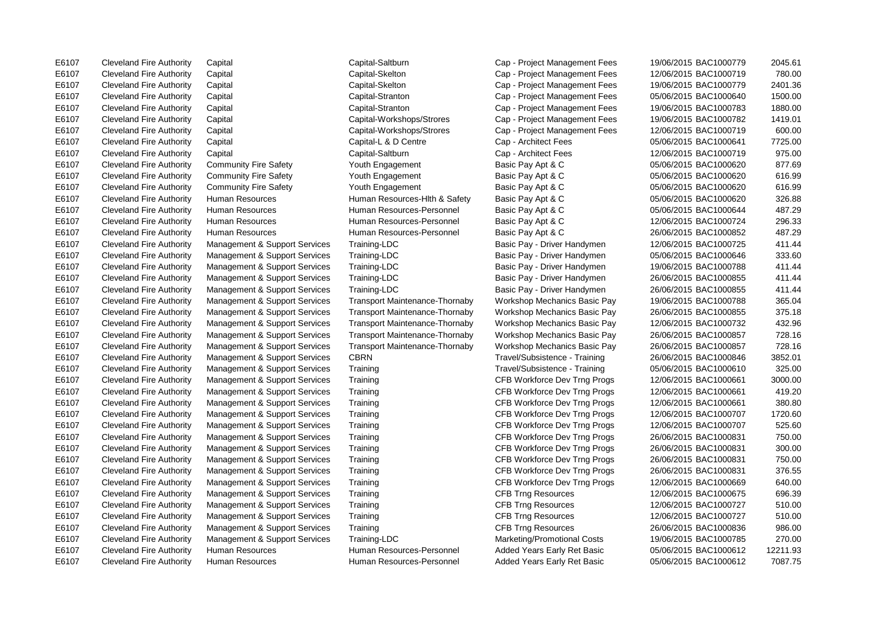| | | | | | | | |
|---|---|---|---|---|---|---|---|
| E6107 | Cleveland Fire Authority | Capital | Capital-Saltburn | Cap - Project Management Fees | 19/06/2015 | BAC1000779 | 2045.61 |
| E6107 | Cleveland Fire Authority | Capital | Capital-Skelton | Cap - Project Management Fees | 12/06/2015 | BAC1000719 | 780.00 |
| E6107 | Cleveland Fire Authority | Capital | Capital-Skelton | Cap - Project Management Fees | 19/06/2015 | BAC1000779 | 2401.36 |
| E6107 | Cleveland Fire Authority | Capital | Capital-Stranton | Cap - Project Management Fees | 05/06/2015 | BAC1000640 | 1500.00 |
| E6107 | Cleveland Fire Authority | Capital | Capital-Stranton | Cap - Project Management Fees | 19/06/2015 | BAC1000783 | 1880.00 |
| E6107 | Cleveland Fire Authority | Capital | Capital-Workshops/Strores | Cap - Project Management Fees | 19/06/2015 | BAC1000782 | 1419.01 |
| E6107 | Cleveland Fire Authority | Capital | Capital-Workshops/Strores | Cap - Project Management Fees | 12/06/2015 | BAC1000719 | 600.00 |
| E6107 | Cleveland Fire Authority | Capital | Capital-L & D Centre | Cap - Architect Fees | 05/06/2015 | BAC1000641 | 7725.00 |
| E6107 | Cleveland Fire Authority | Capital | Capital-Saltburn | Cap - Architect Fees | 12/06/2015 | BAC1000719 | 975.00 |
| E6107 | Cleveland Fire Authority | Community Fire Safety | Youth Engagement | Basic Pay Apt & C | 05/06/2015 | BAC1000620 | 877.69 |
| E6107 | Cleveland Fire Authority | Community Fire Safety | Youth Engagement | Basic Pay Apt & C | 05/06/2015 | BAC1000620 | 616.99 |
| E6107 | Cleveland Fire Authority | Community Fire Safety | Youth Engagement | Basic Pay Apt & C | 05/06/2015 | BAC1000620 | 616.99 |
| E6107 | Cleveland Fire Authority | Human Resources | Human Resources-Hlth & Safety | Basic Pay Apt & C | 05/06/2015 | BAC1000620 | 326.88 |
| E6107 | Cleveland Fire Authority | Human Resources | Human Resources-Personnel | Basic Pay Apt & C | 05/06/2015 | BAC1000644 | 487.29 |
| E6107 | Cleveland Fire Authority | Human Resources | Human Resources-Personnel | Basic Pay Apt & C | 12/06/2015 | BAC1000724 | 296.33 |
| E6107 | Cleveland Fire Authority | Human Resources | Human Resources-Personnel | Basic Pay Apt & C | 26/06/2015 | BAC1000852 | 487.29 |
| E6107 | Cleveland Fire Authority | Management & Support Services | Training-LDC | Basic Pay - Driver Handymen | 12/06/2015 | BAC1000725 | 411.44 |
| E6107 | Cleveland Fire Authority | Management & Support Services | Training-LDC | Basic Pay - Driver Handymen | 05/06/2015 | BAC1000646 | 333.60 |
| E6107 | Cleveland Fire Authority | Management & Support Services | Training-LDC | Basic Pay - Driver Handymen | 19/06/2015 | BAC1000788 | 411.44 |
| E6107 | Cleveland Fire Authority | Management & Support Services | Training-LDC | Basic Pay - Driver Handymen | 26/06/2015 | BAC1000855 | 411.44 |
| E6107 | Cleveland Fire Authority | Management & Support Services | Training-LDC | Basic Pay - Driver Handymen | 26/06/2015 | BAC1000855 | 411.44 |
| E6107 | Cleveland Fire Authority | Management & Support Services | Transport Maintenance-Thornaby | Workshop Mechanics Basic Pay | 19/06/2015 | BAC1000788 | 365.04 |
| E6107 | Cleveland Fire Authority | Management & Support Services | Transport Maintenance-Thornaby | Workshop Mechanics Basic Pay | 26/06/2015 | BAC1000855 | 375.18 |
| E6107 | Cleveland Fire Authority | Management & Support Services | Transport Maintenance-Thornaby | Workshop Mechanics Basic Pay | 12/06/2015 | BAC1000732 | 432.96 |
| E6107 | Cleveland Fire Authority | Management & Support Services | Transport Maintenance-Thornaby | Workshop Mechanics Basic Pay | 26/06/2015 | BAC1000857 | 728.16 |
| E6107 | Cleveland Fire Authority | Management & Support Services | Transport Maintenance-Thornaby | Workshop Mechanics Basic Pay | 26/06/2015 | BAC1000857 | 728.16 |
| E6107 | Cleveland Fire Authority | Management & Support Services | CBRN | Travel/Subsistence - Training | 26/06/2015 | BAC1000846 | 3852.01 |
| E6107 | Cleveland Fire Authority | Management & Support Services | Training | Travel/Subsistence - Training | 05/06/2015 | BAC1000610 | 325.00 |
| E6107 | Cleveland Fire Authority | Management & Support Services | Training | CFB Workforce Dev Trng Progs | 12/06/2015 | BAC1000661 | 3000.00 |
| E6107 | Cleveland Fire Authority | Management & Support Services | Training | CFB Workforce Dev Trng Progs | 12/06/2015 | BAC1000661 | 419.20 |
| E6107 | Cleveland Fire Authority | Management & Support Services | Training | CFB Workforce Dev Trng Progs | 12/06/2015 | BAC1000661 | 380.80 |
| E6107 | Cleveland Fire Authority | Management & Support Services | Training | CFB Workforce Dev Trng Progs | 12/06/2015 | BAC1000707 | 1720.60 |
| E6107 | Cleveland Fire Authority | Management & Support Services | Training | CFB Workforce Dev Trng Progs | 12/06/2015 | BAC1000707 | 525.60 |
| E6107 | Cleveland Fire Authority | Management & Support Services | Training | CFB Workforce Dev Trng Progs | 26/06/2015 | BAC1000831 | 750.00 |
| E6107 | Cleveland Fire Authority | Management & Support Services | Training | CFB Workforce Dev Trng Progs | 26/06/2015 | BAC1000831 | 300.00 |
| E6107 | Cleveland Fire Authority | Management & Support Services | Training | CFB Workforce Dev Trng Progs | 26/06/2015 | BAC1000831 | 750.00 |
| E6107 | Cleveland Fire Authority | Management & Support Services | Training | CFB Workforce Dev Trng Progs | 26/06/2015 | BAC1000831 | 376.55 |
| E6107 | Cleveland Fire Authority | Management & Support Services | Training | CFB Workforce Dev Trng Progs | 12/06/2015 | BAC1000669 | 640.00 |
| E6107 | Cleveland Fire Authority | Management & Support Services | Training | CFB Trng Resources | 12/06/2015 | BAC1000675 | 696.39 |
| E6107 | Cleveland Fire Authority | Management & Support Services | Training | CFB Trng Resources | 12/06/2015 | BAC1000727 | 510.00 |
| E6107 | Cleveland Fire Authority | Management & Support Services | Training | CFB Trng Resources | 12/06/2015 | BAC1000727 | 510.00 |
| E6107 | Cleveland Fire Authority | Management & Support Services | Training | CFB Trng Resources | 26/06/2015 | BAC1000836 | 986.00 |
| E6107 | Cleveland Fire Authority | Management & Support Services | Training-LDC | Marketing/Promotional Costs | 19/06/2015 | BAC1000785 | 270.00 |
| E6107 | Cleveland Fire Authority | Human Resources | Human Resources-Personnel | Added Years Early Ret Basic | 05/06/2015 | BAC1000612 | 12211.93 |
| E6107 | Cleveland Fire Authority | Human Resources | Human Resources-Personnel | Added Years Early Ret Basic | 05/06/2015 | BAC1000612 | 7087.75 |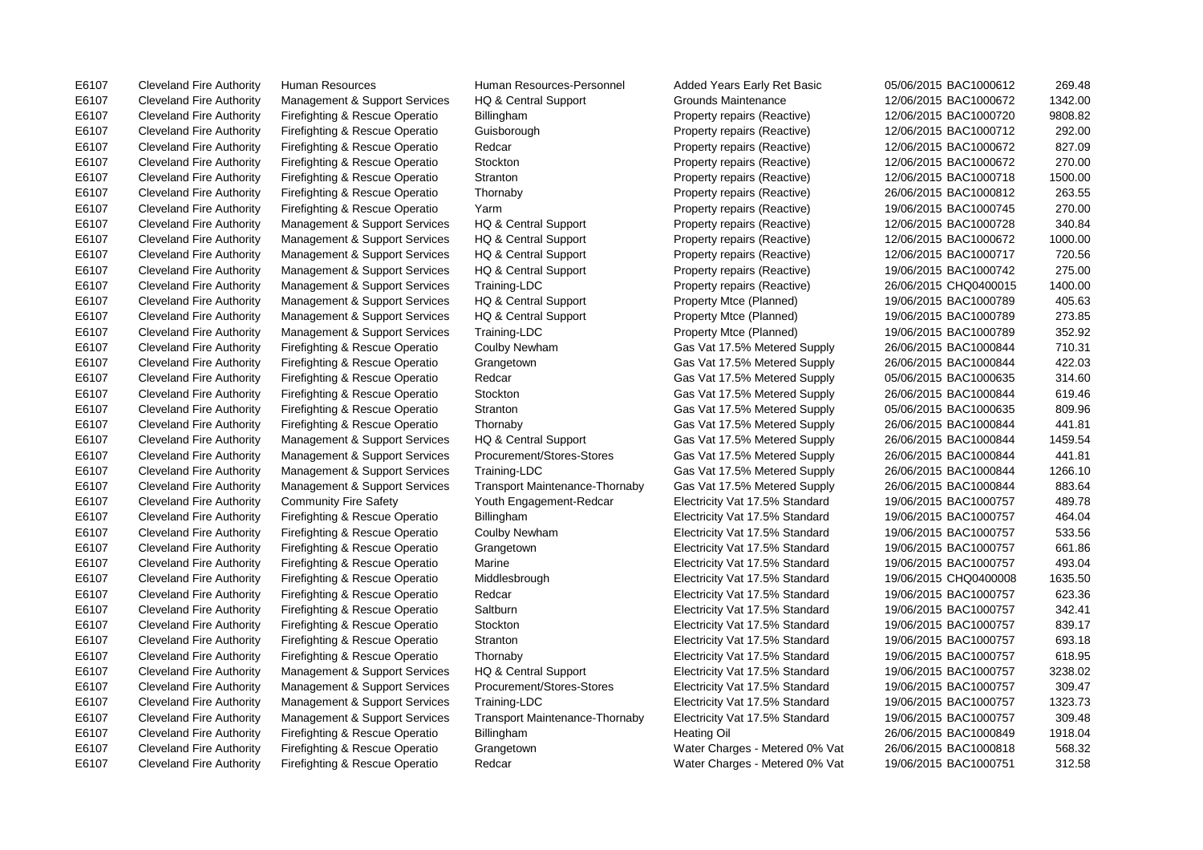| | | | | | | | |
|---|---|---|---|---|---|---|---|
| E6107 | Cleveland Fire Authority | Human Resources | Human Resources-Personnel | Added Years Early Ret Basic | 05/06/2015 | BAC1000612 | 269.48 |
| E6107 | Cleveland Fire Authority | Management & Support Services | HQ & Central Support | Grounds Maintenance | 12/06/2015 | BAC1000672 | 1342.00 |
| E6107 | Cleveland Fire Authority | Firefighting & Rescue Operatio | Billingham | Property repairs (Reactive) | 12/06/2015 | BAC1000720 | 9808.82 |
| E6107 | Cleveland Fire Authority | Firefighting & Rescue Operatio | Guisborough | Property repairs (Reactive) | 12/06/2015 | BAC1000712 | 292.00 |
| E6107 | Cleveland Fire Authority | Firefighting & Rescue Operatio | Redcar | Property repairs (Reactive) | 12/06/2015 | BAC1000672 | 827.09 |
| E6107 | Cleveland Fire Authority | Firefighting & Rescue Operatio | Stockton | Property repairs (Reactive) | 12/06/2015 | BAC1000672 | 270.00 |
| E6107 | Cleveland Fire Authority | Firefighting & Rescue Operatio | Stranton | Property repairs (Reactive) | 12/06/2015 | BAC1000718 | 1500.00 |
| E6107 | Cleveland Fire Authority | Firefighting & Rescue Operatio | Thornaby | Property repairs (Reactive) | 26/06/2015 | BAC1000812 | 263.55 |
| E6107 | Cleveland Fire Authority | Firefighting & Rescue Operatio | Yarm | Property repairs (Reactive) | 19/06/2015 | BAC1000745 | 270.00 |
| E6107 | Cleveland Fire Authority | Management & Support Services | HQ & Central Support | Property repairs (Reactive) | 12/06/2015 | BAC1000728 | 340.84 |
| E6107 | Cleveland Fire Authority | Management & Support Services | HQ & Central Support | Property repairs (Reactive) | 12/06/2015 | BAC1000672 | 1000.00 |
| E6107 | Cleveland Fire Authority | Management & Support Services | HQ & Central Support | Property repairs (Reactive) | 12/06/2015 | BAC1000717 | 720.56 |
| E6107 | Cleveland Fire Authority | Management & Support Services | HQ & Central Support | Property repairs (Reactive) | 19/06/2015 | BAC1000742 | 275.00 |
| E6107 | Cleveland Fire Authority | Management & Support Services | Training-LDC | Property repairs (Reactive) | 26/06/2015 | CHQ0400015 | 1400.00 |
| E6107 | Cleveland Fire Authority | Management & Support Services | HQ & Central Support | Property Mtce (Planned) | 19/06/2015 | BAC1000789 | 405.63 |
| E6107 | Cleveland Fire Authority | Management & Support Services | HQ & Central Support | Property Mtce (Planned) | 19/06/2015 | BAC1000789 | 273.85 |
| E6107 | Cleveland Fire Authority | Management & Support Services | Training-LDC | Property Mtce (Planned) | 19/06/2015 | BAC1000789 | 352.92 |
| E6107 | Cleveland Fire Authority | Firefighting & Rescue Operatio | Coulby Newham | Gas Vat 17.5% Metered Supply | 26/06/2015 | BAC1000844 | 710.31 |
| E6107 | Cleveland Fire Authority | Firefighting & Rescue Operatio | Grangetown | Gas Vat 17.5% Metered Supply | 26/06/2015 | BAC1000844 | 422.03 |
| E6107 | Cleveland Fire Authority | Firefighting & Rescue Operatio | Redcar | Gas Vat 17.5% Metered Supply | 05/06/2015 | BAC1000635 | 314.60 |
| E6107 | Cleveland Fire Authority | Firefighting & Rescue Operatio | Stockton | Gas Vat 17.5% Metered Supply | 26/06/2015 | BAC1000844 | 619.46 |
| E6107 | Cleveland Fire Authority | Firefighting & Rescue Operatio | Stranton | Gas Vat 17.5% Metered Supply | 05/06/2015 | BAC1000635 | 809.96 |
| E6107 | Cleveland Fire Authority | Firefighting & Rescue Operatio | Thornaby | Gas Vat 17.5% Metered Supply | 26/06/2015 | BAC1000844 | 441.81 |
| E6107 | Cleveland Fire Authority | Management & Support Services | HQ & Central Support | Gas Vat 17.5% Metered Supply | 26/06/2015 | BAC1000844 | 1459.54 |
| E6107 | Cleveland Fire Authority | Management & Support Services | Procurement/Stores-Stores | Gas Vat 17.5% Metered Supply | 26/06/2015 | BAC1000844 | 441.81 |
| E6107 | Cleveland Fire Authority | Management & Support Services | Training-LDC | Gas Vat 17.5% Metered Supply | 26/06/2015 | BAC1000844 | 1266.10 |
| E6107 | Cleveland Fire Authority | Management & Support Services | Transport Maintenance-Thornaby | Gas Vat 17.5% Metered Supply | 26/06/2015 | BAC1000844 | 883.64 |
| E6107 | Cleveland Fire Authority | Community Fire Safety | Youth Engagement-Redcar | Electricity Vat 17.5% Standard | 19/06/2015 | BAC1000757 | 489.78 |
| E6107 | Cleveland Fire Authority | Firefighting & Rescue Operatio | Billingham | Electricity Vat 17.5% Standard | 19/06/2015 | BAC1000757 | 464.04 |
| E6107 | Cleveland Fire Authority | Firefighting & Rescue Operatio | Coulby Newham | Electricity Vat 17.5% Standard | 19/06/2015 | BAC1000757 | 533.56 |
| E6107 | Cleveland Fire Authority | Firefighting & Rescue Operatio | Grangetown | Electricity Vat 17.5% Standard | 19/06/2015 | BAC1000757 | 661.86 |
| E6107 | Cleveland Fire Authority | Firefighting & Rescue Operatio | Marine | Electricity Vat 17.5% Standard | 19/06/2015 | BAC1000757 | 493.04 |
| E6107 | Cleveland Fire Authority | Firefighting & Rescue Operatio | Middlesbrough | Electricity Vat 17.5% Standard | 19/06/2015 | CHQ0400008 | 1635.50 |
| E6107 | Cleveland Fire Authority | Firefighting & Rescue Operatio | Redcar | Electricity Vat 17.5% Standard | 19/06/2015 | BAC1000757 | 623.36 |
| E6107 | Cleveland Fire Authority | Firefighting & Rescue Operatio | Saltburn | Electricity Vat 17.5% Standard | 19/06/2015 | BAC1000757 | 342.41 |
| E6107 | Cleveland Fire Authority | Firefighting & Rescue Operatio | Stockton | Electricity Vat 17.5% Standard | 19/06/2015 | BAC1000757 | 839.17 |
| E6107 | Cleveland Fire Authority | Firefighting & Rescue Operatio | Stranton | Electricity Vat 17.5% Standard | 19/06/2015 | BAC1000757 | 693.18 |
| E6107 | Cleveland Fire Authority | Firefighting & Rescue Operatio | Thornaby | Electricity Vat 17.5% Standard | 19/06/2015 | BAC1000757 | 618.95 |
| E6107 | Cleveland Fire Authority | Management & Support Services | HQ & Central Support | Electricity Vat 17.5% Standard | 19/06/2015 | BAC1000757 | 3238.02 |
| E6107 | Cleveland Fire Authority | Management & Support Services | Procurement/Stores-Stores | Electricity Vat 17.5% Standard | 19/06/2015 | BAC1000757 | 309.47 |
| E6107 | Cleveland Fire Authority | Management & Support Services | Training-LDC | Electricity Vat 17.5% Standard | 19/06/2015 | BAC1000757 | 1323.73 |
| E6107 | Cleveland Fire Authority | Management & Support Services | Transport Maintenance-Thornaby | Electricity Vat 17.5% Standard | 19/06/2015 | BAC1000757 | 309.48 |
| E6107 | Cleveland Fire Authority | Firefighting & Rescue Operatio | Billingham | Heating Oil | 26/06/2015 | BAC1000849 | 1918.04 |
| E6107 | Cleveland Fire Authority | Firefighting & Rescue Operatio | Grangetown | Water Charges - Metered 0% Vat | 26/06/2015 | BAC1000818 | 568.32 |
| E6107 | Cleveland Fire Authority | Firefighting & Rescue Operatio | Redcar | Water Charges - Metered 0% Vat | 19/06/2015 | BAC1000751 | 312.58 |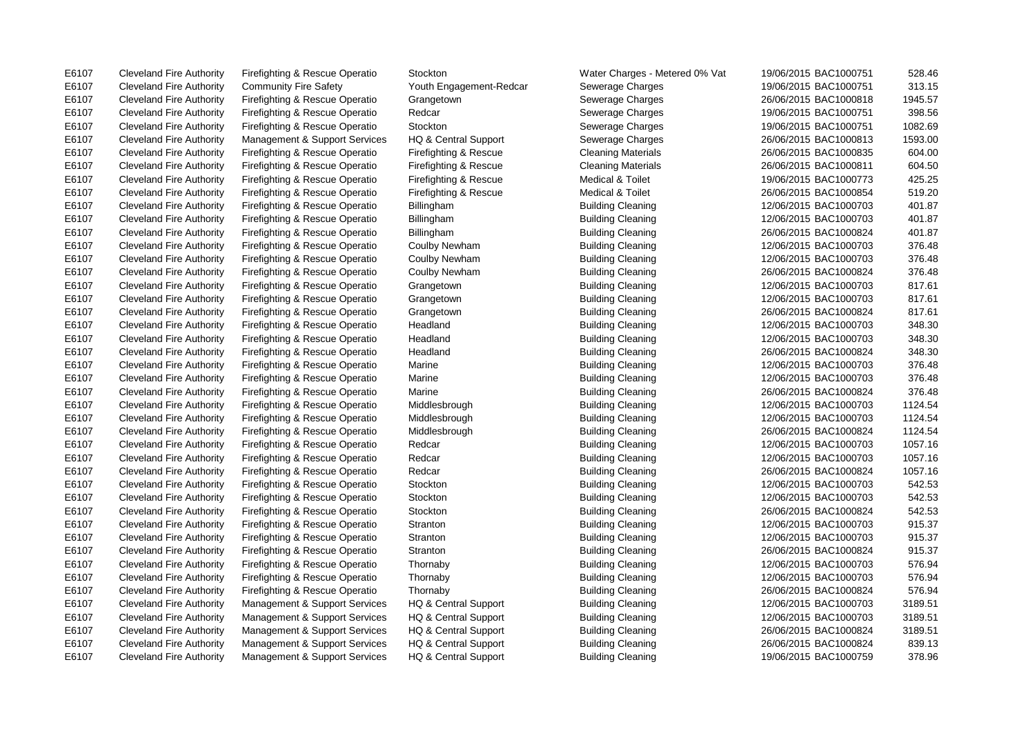| | | | | | | | |
|---|---|---|---|---|---|---|---|
| E6107 | Cleveland Fire Authority | Firefighting & Rescue Operatio | Stockton | Water Charges - Metered 0% Vat | 19/06/2015 | BAC1000751 | 528.46 |
| E6107 | Cleveland Fire Authority | Community Fire Safety | Youth Engagement-Redcar | Sewerage Charges | 19/06/2015 | BAC1000751 | 313.15 |
| E6107 | Cleveland Fire Authority | Firefighting & Rescue Operatio | Grangetown | Sewerage Charges | 26/06/2015 | BAC1000818 | 1945.57 |
| E6107 | Cleveland Fire Authority | Firefighting & Rescue Operatio | Redcar | Sewerage Charges | 19/06/2015 | BAC1000751 | 398.56 |
| E6107 | Cleveland Fire Authority | Firefighting & Rescue Operatio | Stockton | Sewerage Charges | 19/06/2015 | BAC1000751 | 1082.69 |
| E6107 | Cleveland Fire Authority | Management & Support Services | HQ & Central Support | Sewerage Charges | 26/06/2015 | BAC1000813 | 1593.00 |
| E6107 | Cleveland Fire Authority | Firefighting & Rescue Operatio | Firefighting & Rescue | Cleaning Materials | 26/06/2015 | BAC1000835 | 604.00 |
| E6107 | Cleveland Fire Authority | Firefighting & Rescue Operatio | Firefighting & Rescue | Cleaning Materials | 26/06/2015 | BAC1000811 | 604.50 |
| E6107 | Cleveland Fire Authority | Firefighting & Rescue Operatio | Firefighting & Rescue | Medical & Toilet | 19/06/2015 | BAC1000773 | 425.25 |
| E6107 | Cleveland Fire Authority | Firefighting & Rescue Operatio | Firefighting & Rescue | Medical & Toilet | 26/06/2015 | BAC1000854 | 519.20 |
| E6107 | Cleveland Fire Authority | Firefighting & Rescue Operatio | Billingham | Building Cleaning | 12/06/2015 | BAC1000703 | 401.87 |
| E6107 | Cleveland Fire Authority | Firefighting & Rescue Operatio | Billingham | Building Cleaning | 12/06/2015 | BAC1000703 | 401.87 |
| E6107 | Cleveland Fire Authority | Firefighting & Rescue Operatio | Billingham | Building Cleaning | 26/06/2015 | BAC1000824 | 401.87 |
| E6107 | Cleveland Fire Authority | Firefighting & Rescue Operatio | Coulby Newham | Building Cleaning | 12/06/2015 | BAC1000703 | 376.48 |
| E6107 | Cleveland Fire Authority | Firefighting & Rescue Operatio | Coulby Newham | Building Cleaning | 12/06/2015 | BAC1000703 | 376.48 |
| E6107 | Cleveland Fire Authority | Firefighting & Rescue Operatio | Coulby Newham | Building Cleaning | 26/06/2015 | BAC1000824 | 376.48 |
| E6107 | Cleveland Fire Authority | Firefighting & Rescue Operatio | Grangetown | Building Cleaning | 12/06/2015 | BAC1000703 | 817.61 |
| E6107 | Cleveland Fire Authority | Firefighting & Rescue Operatio | Grangetown | Building Cleaning | 12/06/2015 | BAC1000703 | 817.61 |
| E6107 | Cleveland Fire Authority | Firefighting & Rescue Operatio | Grangetown | Building Cleaning | 26/06/2015 | BAC1000824 | 817.61 |
| E6107 | Cleveland Fire Authority | Firefighting & Rescue Operatio | Headland | Building Cleaning | 12/06/2015 | BAC1000703 | 348.30 |
| E6107 | Cleveland Fire Authority | Firefighting & Rescue Operatio | Headland | Building Cleaning | 12/06/2015 | BAC1000703 | 348.30 |
| E6107 | Cleveland Fire Authority | Firefighting & Rescue Operatio | Headland | Building Cleaning | 26/06/2015 | BAC1000824 | 348.30 |
| E6107 | Cleveland Fire Authority | Firefighting & Rescue Operatio | Marine | Building Cleaning | 12/06/2015 | BAC1000703 | 376.48 |
| E6107 | Cleveland Fire Authority | Firefighting & Rescue Operatio | Marine | Building Cleaning | 12/06/2015 | BAC1000703 | 376.48 |
| E6107 | Cleveland Fire Authority | Firefighting & Rescue Operatio | Marine | Building Cleaning | 26/06/2015 | BAC1000824 | 376.48 |
| E6107 | Cleveland Fire Authority | Firefighting & Rescue Operatio | Middlesbrough | Building Cleaning | 12/06/2015 | BAC1000703 | 1124.54 |
| E6107 | Cleveland Fire Authority | Firefighting & Rescue Operatio | Middlesbrough | Building Cleaning | 12/06/2015 | BAC1000703 | 1124.54 |
| E6107 | Cleveland Fire Authority | Firefighting & Rescue Operatio | Middlesbrough | Building Cleaning | 26/06/2015 | BAC1000824 | 1124.54 |
| E6107 | Cleveland Fire Authority | Firefighting & Rescue Operatio | Redcar | Building Cleaning | 12/06/2015 | BAC1000703 | 1057.16 |
| E6107 | Cleveland Fire Authority | Firefighting & Rescue Operatio | Redcar | Building Cleaning | 12/06/2015 | BAC1000703 | 1057.16 |
| E6107 | Cleveland Fire Authority | Firefighting & Rescue Operatio | Redcar | Building Cleaning | 26/06/2015 | BAC1000824 | 1057.16 |
| E6107 | Cleveland Fire Authority | Firefighting & Rescue Operatio | Stockton | Building Cleaning | 12/06/2015 | BAC1000703 | 542.53 |
| E6107 | Cleveland Fire Authority | Firefighting & Rescue Operatio | Stockton | Building Cleaning | 12/06/2015 | BAC1000703 | 542.53 |
| E6107 | Cleveland Fire Authority | Firefighting & Rescue Operatio | Stockton | Building Cleaning | 26/06/2015 | BAC1000824 | 542.53 |
| E6107 | Cleveland Fire Authority | Firefighting & Rescue Operatio | Stranton | Building Cleaning | 12/06/2015 | BAC1000703 | 915.37 |
| E6107 | Cleveland Fire Authority | Firefighting & Rescue Operatio | Stranton | Building Cleaning | 12/06/2015 | BAC1000703 | 915.37 |
| E6107 | Cleveland Fire Authority | Firefighting & Rescue Operatio | Stranton | Building Cleaning | 26/06/2015 | BAC1000824 | 915.37 |
| E6107 | Cleveland Fire Authority | Firefighting & Rescue Operatio | Thornaby | Building Cleaning | 12/06/2015 | BAC1000703 | 576.94 |
| E6107 | Cleveland Fire Authority | Firefighting & Rescue Operatio | Thornaby | Building Cleaning | 12/06/2015 | BAC1000703 | 576.94 |
| E6107 | Cleveland Fire Authority | Firefighting & Rescue Operatio | Thornaby | Building Cleaning | 26/06/2015 | BAC1000824 | 576.94 |
| E6107 | Cleveland Fire Authority | Management & Support Services | HQ & Central Support | Building Cleaning | 12/06/2015 | BAC1000703 | 3189.51 |
| E6107 | Cleveland Fire Authority | Management & Support Services | HQ & Central Support | Building Cleaning | 12/06/2015 | BAC1000703 | 3189.51 |
| E6107 | Cleveland Fire Authority | Management & Support Services | HQ & Central Support | Building Cleaning | 26/06/2015 | BAC1000824 | 3189.51 |
| E6107 | Cleveland Fire Authority | Management & Support Services | HQ & Central Support | Building Cleaning | 26/06/2015 | BAC1000824 | 839.13 |
| E6107 | Cleveland Fire Authority | Management & Support Services | HQ & Central Support | Building Cleaning | 19/06/2015 | BAC1000759 | 378.96 |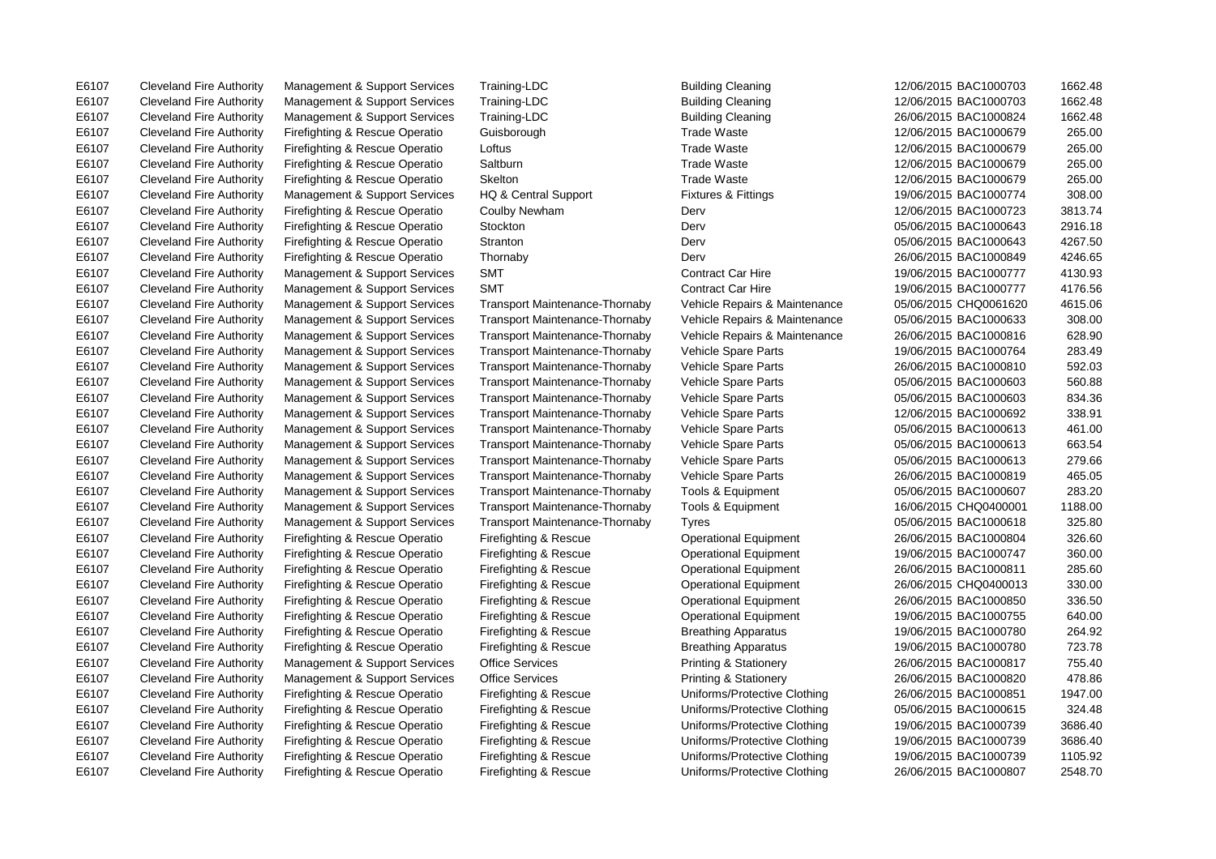| | | | | | | | |
|---|---|---|---|---|---|---|---|
| E6107 | Cleveland Fire Authority | Management & Support Services | Training-LDC | Building Cleaning | 12/06/2015 | BAC1000703 | 1662.48 |
| E6107 | Cleveland Fire Authority | Management & Support Services | Training-LDC | Building Cleaning | 12/06/2015 | BAC1000703 | 1662.48 |
| E6107 | Cleveland Fire Authority | Management & Support Services | Training-LDC | Building Cleaning | 26/06/2015 | BAC1000824 | 1662.48 |
| E6107 | Cleveland Fire Authority | Firefighting & Rescue Operatio | Guisborough | Trade Waste | 12/06/2015 | BAC1000679 | 265.00 |
| E6107 | Cleveland Fire Authority | Firefighting & Rescue Operatio | Loftus | Trade Waste | 12/06/2015 | BAC1000679 | 265.00 |
| E6107 | Cleveland Fire Authority | Firefighting & Rescue Operatio | Saltburn | Trade Waste | 12/06/2015 | BAC1000679 | 265.00 |
| E6107 | Cleveland Fire Authority | Firefighting & Rescue Operatio | Skelton | Trade Waste | 12/06/2015 | BAC1000679 | 265.00 |
| E6107 | Cleveland Fire Authority | Management & Support Services | HQ & Central Support | Fixtures & Fittings | 19/06/2015 | BAC1000774 | 308.00 |
| E6107 | Cleveland Fire Authority | Firefighting & Rescue Operatio | Coulby Newham | Derv | 12/06/2015 | BAC1000723 | 3813.74 |
| E6107 | Cleveland Fire Authority | Firefighting & Rescue Operatio | Stockton | Derv | 05/06/2015 | BAC1000643 | 2916.18 |
| E6107 | Cleveland Fire Authority | Firefighting & Rescue Operatio | Stranton | Derv | 05/06/2015 | BAC1000643 | 4267.50 |
| E6107 | Cleveland Fire Authority | Firefighting & Rescue Operatio | Thornaby | Derv | 26/06/2015 | BAC1000849 | 4246.65 |
| E6107 | Cleveland Fire Authority | Management & Support Services | SMT | Contract Car Hire | 19/06/2015 | BAC1000777 | 4130.93 |
| E6107 | Cleveland Fire Authority | Management & Support Services | SMT | Contract Car Hire | 19/06/2015 | BAC1000777 | 4176.56 |
| E6107 | Cleveland Fire Authority | Management & Support Services | Transport Maintenance-Thornaby | Vehicle Repairs & Maintenance | 05/06/2015 | CHQ0061620 | 4615.06 |
| E6107 | Cleveland Fire Authority | Management & Support Services | Transport Maintenance-Thornaby | Vehicle Repairs & Maintenance | 05/06/2015 | BAC1000633 | 308.00 |
| E6107 | Cleveland Fire Authority | Management & Support Services | Transport Maintenance-Thornaby | Vehicle Repairs & Maintenance | 26/06/2015 | BAC1000816 | 628.90 |
| E6107 | Cleveland Fire Authority | Management & Support Services | Transport Maintenance-Thornaby | Vehicle Spare Parts | 19/06/2015 | BAC1000764 | 283.49 |
| E6107 | Cleveland Fire Authority | Management & Support Services | Transport Maintenance-Thornaby | Vehicle Spare Parts | 26/06/2015 | BAC1000810 | 592.03 |
| E6107 | Cleveland Fire Authority | Management & Support Services | Transport Maintenance-Thornaby | Vehicle Spare Parts | 05/06/2015 | BAC1000603 | 560.88 |
| E6107 | Cleveland Fire Authority | Management & Support Services | Transport Maintenance-Thornaby | Vehicle Spare Parts | 05/06/2015 | BAC1000603 | 834.36 |
| E6107 | Cleveland Fire Authority | Management & Support Services | Transport Maintenance-Thornaby | Vehicle Spare Parts | 12/06/2015 | BAC1000692 | 338.91 |
| E6107 | Cleveland Fire Authority | Management & Support Services | Transport Maintenance-Thornaby | Vehicle Spare Parts | 05/06/2015 | BAC1000613 | 461.00 |
| E6107 | Cleveland Fire Authority | Management & Support Services | Transport Maintenance-Thornaby | Vehicle Spare Parts | 05/06/2015 | BAC1000613 | 663.54 |
| E6107 | Cleveland Fire Authority | Management & Support Services | Transport Maintenance-Thornaby | Vehicle Spare Parts | 05/06/2015 | BAC1000613 | 279.66 |
| E6107 | Cleveland Fire Authority | Management & Support Services | Transport Maintenance-Thornaby | Vehicle Spare Parts | 26/06/2015 | BAC1000819 | 465.05 |
| E6107 | Cleveland Fire Authority | Management & Support Services | Transport Maintenance-Thornaby | Tools & Equipment | 05/06/2015 | BAC1000607 | 283.20 |
| E6107 | Cleveland Fire Authority | Management & Support Services | Transport Maintenance-Thornaby | Tools & Equipment | 16/06/2015 | CHQ0400001 | 1188.00 |
| E6107 | Cleveland Fire Authority | Management & Support Services | Transport Maintenance-Thornaby | Tyres | 05/06/2015 | BAC1000618 | 325.80 |
| E6107 | Cleveland Fire Authority | Firefighting & Rescue Operatio | Firefighting & Rescue | Operational Equipment | 26/06/2015 | BAC1000804 | 326.60 |
| E6107 | Cleveland Fire Authority | Firefighting & Rescue Operatio | Firefighting & Rescue | Operational Equipment | 19/06/2015 | BAC1000747 | 360.00 |
| E6107 | Cleveland Fire Authority | Firefighting & Rescue Operatio | Firefighting & Rescue | Operational Equipment | 26/06/2015 | BAC1000811 | 285.60 |
| E6107 | Cleveland Fire Authority | Firefighting & Rescue Operatio | Firefighting & Rescue | Operational Equipment | 26/06/2015 | CHQ0400013 | 330.00 |
| E6107 | Cleveland Fire Authority | Firefighting & Rescue Operatio | Firefighting & Rescue | Operational Equipment | 26/06/2015 | BAC1000850 | 336.50 |
| E6107 | Cleveland Fire Authority | Firefighting & Rescue Operatio | Firefighting & Rescue | Operational Equipment | 19/06/2015 | BAC1000755 | 640.00 |
| E6107 | Cleveland Fire Authority | Firefighting & Rescue Operatio | Firefighting & Rescue | Breathing Apparatus | 19/06/2015 | BAC1000780 | 264.92 |
| E6107 | Cleveland Fire Authority | Firefighting & Rescue Operatio | Firefighting & Rescue | Breathing Apparatus | 19/06/2015 | BAC1000780 | 723.78 |
| E6107 | Cleveland Fire Authority | Management & Support Services | Office Services | Printing & Stationery | 26/06/2015 | BAC1000817 | 755.40 |
| E6107 | Cleveland Fire Authority | Management & Support Services | Office Services | Printing & Stationery | 26/06/2015 | BAC1000820 | 478.86 |
| E6107 | Cleveland Fire Authority | Firefighting & Rescue Operatio | Firefighting & Rescue | Uniforms/Protective Clothing | 26/06/2015 | BAC1000851 | 1947.00 |
| E6107 | Cleveland Fire Authority | Firefighting & Rescue Operatio | Firefighting & Rescue | Uniforms/Protective Clothing | 05/06/2015 | BAC1000615 | 324.48 |
| E6107 | Cleveland Fire Authority | Firefighting & Rescue Operatio | Firefighting & Rescue | Uniforms/Protective Clothing | 19/06/2015 | BAC1000739 | 3686.40 |
| E6107 | Cleveland Fire Authority | Firefighting & Rescue Operatio | Firefighting & Rescue | Uniforms/Protective Clothing | 19/06/2015 | BAC1000739 | 3686.40 |
| E6107 | Cleveland Fire Authority | Firefighting & Rescue Operatio | Firefighting & Rescue | Uniforms/Protective Clothing | 19/06/2015 | BAC1000739 | 1105.92 |
| E6107 | Cleveland Fire Authority | Firefighting & Rescue Operatio | Firefighting & Rescue | Uniforms/Protective Clothing | 26/06/2015 | BAC1000807 | 2548.70 |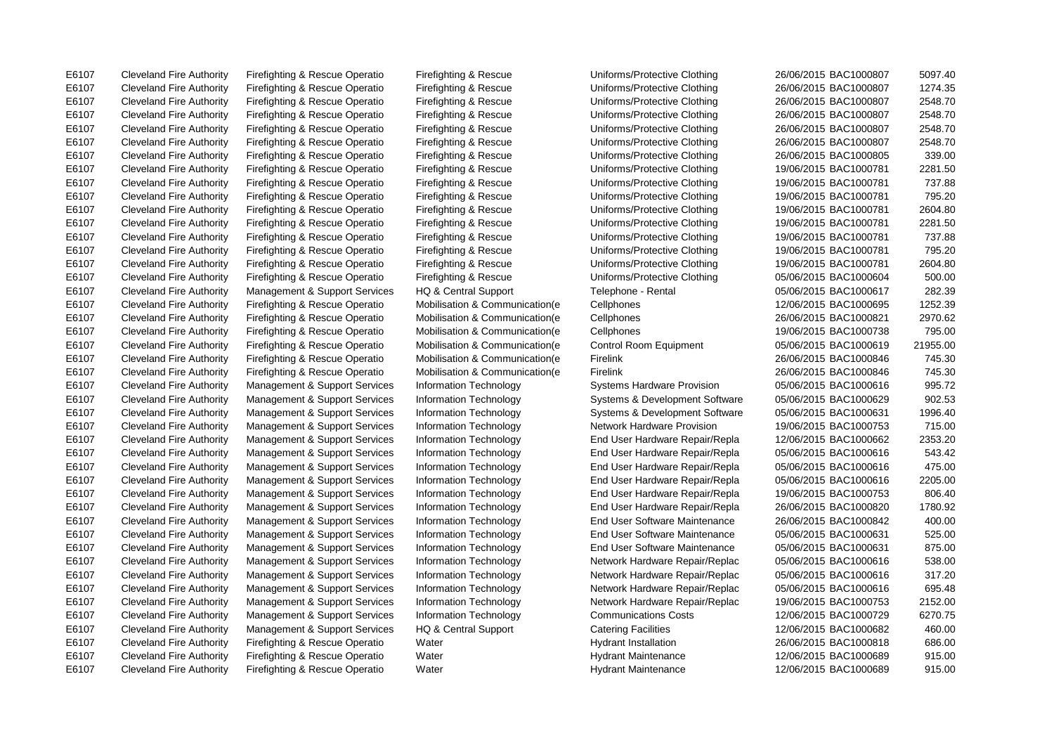| | | | | | | | |
|---|---|---|---|---|---|---|---|
| E6107 | Cleveland Fire Authority | Firefighting & Rescue Operatio | Firefighting & Rescue | Uniforms/Protective Clothing | 26/06/2015 | BAC1000807 | 5097.40 |
| E6107 | Cleveland Fire Authority | Firefighting & Rescue Operatio | Firefighting & Rescue | Uniforms/Protective Clothing | 26/06/2015 | BAC1000807 | 1274.35 |
| E6107 | Cleveland Fire Authority | Firefighting & Rescue Operatio | Firefighting & Rescue | Uniforms/Protective Clothing | 26/06/2015 | BAC1000807 | 2548.70 |
| E6107 | Cleveland Fire Authority | Firefighting & Rescue Operatio | Firefighting & Rescue | Uniforms/Protective Clothing | 26/06/2015 | BAC1000807 | 2548.70 |
| E6107 | Cleveland Fire Authority | Firefighting & Rescue Operatio | Firefighting & Rescue | Uniforms/Protective Clothing | 26/06/2015 | BAC1000807 | 2548.70 |
| E6107 | Cleveland Fire Authority | Firefighting & Rescue Operatio | Firefighting & Rescue | Uniforms/Protective Clothing | 26/06/2015 | BAC1000807 | 2548.70 |
| E6107 | Cleveland Fire Authority | Firefighting & Rescue Operatio | Firefighting & Rescue | Uniforms/Protective Clothing | 26/06/2015 | BAC1000805 | 339.00 |
| E6107 | Cleveland Fire Authority | Firefighting & Rescue Operatio | Firefighting & Rescue | Uniforms/Protective Clothing | 19/06/2015 | BAC1000781 | 2281.50 |
| E6107 | Cleveland Fire Authority | Firefighting & Rescue Operatio | Firefighting & Rescue | Uniforms/Protective Clothing | 19/06/2015 | BAC1000781 | 737.88 |
| E6107 | Cleveland Fire Authority | Firefighting & Rescue Operatio | Firefighting & Rescue | Uniforms/Protective Clothing | 19/06/2015 | BAC1000781 | 795.20 |
| E6107 | Cleveland Fire Authority | Firefighting & Rescue Operatio | Firefighting & Rescue | Uniforms/Protective Clothing | 19/06/2015 | BAC1000781 | 2604.80 |
| E6107 | Cleveland Fire Authority | Firefighting & Rescue Operatio | Firefighting & Rescue | Uniforms/Protective Clothing | 19/06/2015 | BAC1000781 | 2281.50 |
| E6107 | Cleveland Fire Authority | Firefighting & Rescue Operatio | Firefighting & Rescue | Uniforms/Protective Clothing | 19/06/2015 | BAC1000781 | 737.88 |
| E6107 | Cleveland Fire Authority | Firefighting & Rescue Operatio | Firefighting & Rescue | Uniforms/Protective Clothing | 19/06/2015 | BAC1000781 | 795.20 |
| E6107 | Cleveland Fire Authority | Firefighting & Rescue Operatio | Firefighting & Rescue | Uniforms/Protective Clothing | 19/06/2015 | BAC1000781 | 2604.80 |
| E6107 | Cleveland Fire Authority | Firefighting & Rescue Operatio | Firefighting & Rescue | Uniforms/Protective Clothing | 05/06/2015 | BAC1000604 | 500.00 |
| E6107 | Cleveland Fire Authority | Management & Support Services | HQ & Central Support | Telephone - Rental | 05/06/2015 | BAC1000617 | 282.39 |
| E6107 | Cleveland Fire Authority | Firefighting & Rescue Operatio | Mobilisation & Communication(e | Cellphones | 12/06/2015 | BAC1000695 | 1252.39 |
| E6107 | Cleveland Fire Authority | Firefighting & Rescue Operatio | Mobilisation & Communication(e | Cellphones | 26/06/2015 | BAC1000821 | 2970.62 |
| E6107 | Cleveland Fire Authority | Firefighting & Rescue Operatio | Mobilisation & Communication(e | Cellphones | 19/06/2015 | BAC1000738 | 795.00 |
| E6107 | Cleveland Fire Authority | Firefighting & Rescue Operatio | Mobilisation & Communication(e | Control Room Equipment | 05/06/2015 | BAC1000619 | 21955.00 |
| E6107 | Cleveland Fire Authority | Firefighting & Rescue Operatio | Mobilisation & Communication(e | Firelink | 26/06/2015 | BAC1000846 | 745.30 |
| E6107 | Cleveland Fire Authority | Firefighting & Rescue Operatio | Mobilisation & Communication(e | Firelink | 26/06/2015 | BAC1000846 | 745.30 |
| E6107 | Cleveland Fire Authority | Management & Support Services | Information Technology | Systems Hardware Provision | 05/06/2015 | BAC1000616 | 995.72 |
| E6107 | Cleveland Fire Authority | Management & Support Services | Information Technology | Systems & Development Software | 05/06/2015 | BAC1000629 | 902.53 |
| E6107 | Cleveland Fire Authority | Management & Support Services | Information Technology | Systems & Development Software | 05/06/2015 | BAC1000631 | 1996.40 |
| E6107 | Cleveland Fire Authority | Management & Support Services | Information Technology | Network Hardware Provision | 19/06/2015 | BAC1000753 | 715.00 |
| E6107 | Cleveland Fire Authority | Management & Support Services | Information Technology | End User Hardware Repair/Repla | 12/06/2015 | BAC1000662 | 2353.20 |
| E6107 | Cleveland Fire Authority | Management & Support Services | Information Technology | End User Hardware Repair/Repla | 05/06/2015 | BAC1000616 | 543.42 |
| E6107 | Cleveland Fire Authority | Management & Support Services | Information Technology | End User Hardware Repair/Repla | 05/06/2015 | BAC1000616 | 475.00 |
| E6107 | Cleveland Fire Authority | Management & Support Services | Information Technology | End User Hardware Repair/Repla | 05/06/2015 | BAC1000616 | 2205.00 |
| E6107 | Cleveland Fire Authority | Management & Support Services | Information Technology | End User Hardware Repair/Repla | 19/06/2015 | BAC1000753 | 806.40 |
| E6107 | Cleveland Fire Authority | Management & Support Services | Information Technology | End User Hardware Repair/Repla | 26/06/2015 | BAC1000820 | 1780.92 |
| E6107 | Cleveland Fire Authority | Management & Support Services | Information Technology | End User Software Maintenance | 26/06/2015 | BAC1000842 | 400.00 |
| E6107 | Cleveland Fire Authority | Management & Support Services | Information Technology | End User Software Maintenance | 05/06/2015 | BAC1000631 | 525.00 |
| E6107 | Cleveland Fire Authority | Management & Support Services | Information Technology | End User Software Maintenance | 05/06/2015 | BAC1000631 | 875.00 |
| E6107 | Cleveland Fire Authority | Management & Support Services | Information Technology | Network Hardware Repair/Replac | 05/06/2015 | BAC1000616 | 538.00 |
| E6107 | Cleveland Fire Authority | Management & Support Services | Information Technology | Network Hardware Repair/Replac | 05/06/2015 | BAC1000616 | 317.20 |
| E6107 | Cleveland Fire Authority | Management & Support Services | Information Technology | Network Hardware Repair/Replac | 05/06/2015 | BAC1000616 | 695.48 |
| E6107 | Cleveland Fire Authority | Management & Support Services | Information Technology | Network Hardware Repair/Replac | 19/06/2015 | BAC1000753 | 2152.00 |
| E6107 | Cleveland Fire Authority | Management & Support Services | Information Technology | Communications Costs | 12/06/2015 | BAC1000729 | 6270.75 |
| E6107 | Cleveland Fire Authority | Management & Support Services | HQ & Central Support | Catering Facilities | 12/06/2015 | BAC1000682 | 460.00 |
| E6107 | Cleveland Fire Authority | Firefighting & Rescue Operatio | Water | Hydrant Installation | 26/06/2015 | BAC1000818 | 686.00 |
| E6107 | Cleveland Fire Authority | Firefighting & Rescue Operatio | Water | Hydrant Maintenance | 12/06/2015 | BAC1000689 | 915.00 |
| E6107 | Cleveland Fire Authority | Firefighting & Rescue Operatio | Water | Hydrant Maintenance | 12/06/2015 | BAC1000689 | 915.00 |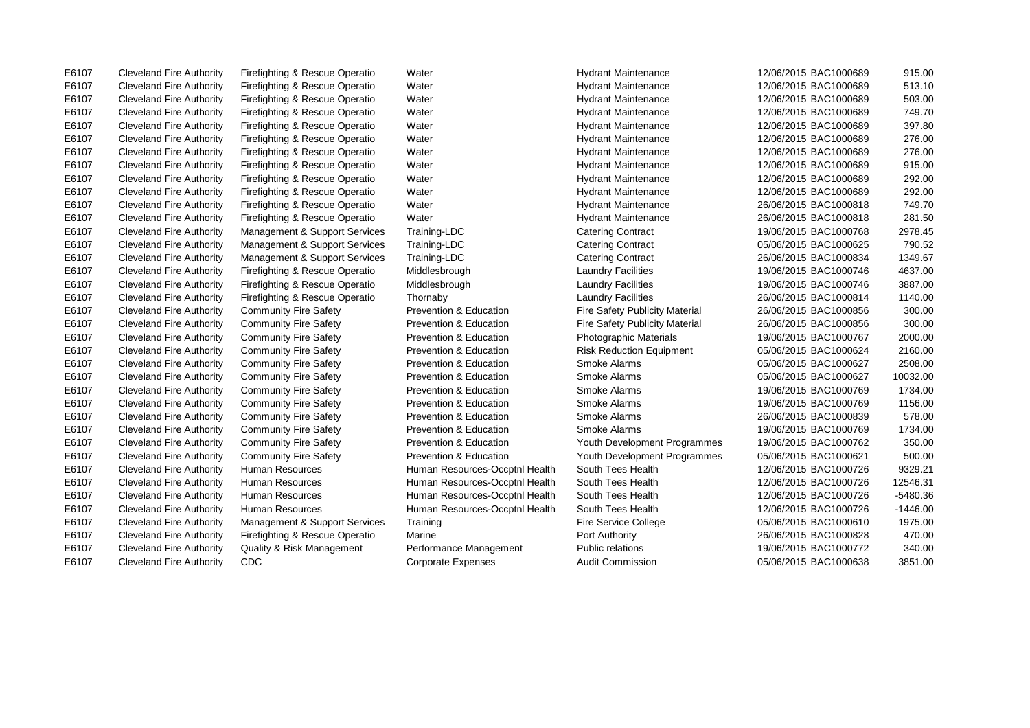| | | | | | | | |
|---|---|---|---|---|---|---|---|
| E6107 | Cleveland Fire Authority | Firefighting & Rescue Operatio | Water | Hydrant Maintenance | 12/06/2015 | BAC1000689 | 915.00 |
| E6107 | Cleveland Fire Authority | Firefighting & Rescue Operatio | Water | Hydrant Maintenance | 12/06/2015 | BAC1000689 | 513.10 |
| E6107 | Cleveland Fire Authority | Firefighting & Rescue Operatio | Water | Hydrant Maintenance | 12/06/2015 | BAC1000689 | 503.00 |
| E6107 | Cleveland Fire Authority | Firefighting & Rescue Operatio | Water | Hydrant Maintenance | 12/06/2015 | BAC1000689 | 749.70 |
| E6107 | Cleveland Fire Authority | Firefighting & Rescue Operatio | Water | Hydrant Maintenance | 12/06/2015 | BAC1000689 | 397.80 |
| E6107 | Cleveland Fire Authority | Firefighting & Rescue Operatio | Water | Hydrant Maintenance | 12/06/2015 | BAC1000689 | 276.00 |
| E6107 | Cleveland Fire Authority | Firefighting & Rescue Operatio | Water | Hydrant Maintenance | 12/06/2015 | BAC1000689 | 276.00 |
| E6107 | Cleveland Fire Authority | Firefighting & Rescue Operatio | Water | Hydrant Maintenance | 12/06/2015 | BAC1000689 | 915.00 |
| E6107 | Cleveland Fire Authority | Firefighting & Rescue Operatio | Water | Hydrant Maintenance | 12/06/2015 | BAC1000689 | 292.00 |
| E6107 | Cleveland Fire Authority | Firefighting & Rescue Operatio | Water | Hydrant Maintenance | 12/06/2015 | BAC1000689 | 292.00 |
| E6107 | Cleveland Fire Authority | Firefighting & Rescue Operatio | Water | Hydrant Maintenance | 26/06/2015 | BAC1000818 | 749.70 |
| E6107 | Cleveland Fire Authority | Firefighting & Rescue Operatio | Water | Hydrant Maintenance | 26/06/2015 | BAC1000818 | 281.50 |
| E6107 | Cleveland Fire Authority | Management & Support Services | Training-LDC | Catering Contract | 19/06/2015 | BAC1000768 | 2978.45 |
| E6107 | Cleveland Fire Authority | Management & Support Services | Training-LDC | Catering Contract | 05/06/2015 | BAC1000625 | 790.52 |
| E6107 | Cleveland Fire Authority | Management & Support Services | Training-LDC | Catering Contract | 26/06/2015 | BAC1000834 | 1349.67 |
| E6107 | Cleveland Fire Authority | Firefighting & Rescue Operatio | Middlesbrough | Laundry Facilities | 19/06/2015 | BAC1000746 | 4637.00 |
| E6107 | Cleveland Fire Authority | Firefighting & Rescue Operatio | Middlesbrough | Laundry Facilities | 19/06/2015 | BAC1000746 | 3887.00 |
| E6107 | Cleveland Fire Authority | Firefighting & Rescue Operatio | Thornaby | Laundry Facilities | 26/06/2015 | BAC1000814 | 1140.00 |
| E6107 | Cleveland Fire Authority | Community Fire Safety | Prevention & Education | Fire Safety Publicity Material | 26/06/2015 | BAC1000856 | 300.00 |
| E6107 | Cleveland Fire Authority | Community Fire Safety | Prevention & Education | Fire Safety Publicity Material | 26/06/2015 | BAC1000856 | 300.00 |
| E6107 | Cleveland Fire Authority | Community Fire Safety | Prevention & Education | Photographic Materials | 19/06/2015 | BAC1000767 | 2000.00 |
| E6107 | Cleveland Fire Authority | Community Fire Safety | Prevention & Education | Risk Reduction Equipment | 05/06/2015 | BAC1000624 | 2160.00 |
| E6107 | Cleveland Fire Authority | Community Fire Safety | Prevention & Education | Smoke Alarms | 05/06/2015 | BAC1000627 | 2508.00 |
| E6107 | Cleveland Fire Authority | Community Fire Safety | Prevention & Education | Smoke Alarms | 05/06/2015 | BAC1000627 | 10032.00 |
| E6107 | Cleveland Fire Authority | Community Fire Safety | Prevention & Education | Smoke Alarms | 19/06/2015 | BAC1000769 | 1734.00 |
| E6107 | Cleveland Fire Authority | Community Fire Safety | Prevention & Education | Smoke Alarms | 19/06/2015 | BAC1000769 | 1156.00 |
| E6107 | Cleveland Fire Authority | Community Fire Safety | Prevention & Education | Smoke Alarms | 26/06/2015 | BAC1000839 | 578.00 |
| E6107 | Cleveland Fire Authority | Community Fire Safety | Prevention & Education | Smoke Alarms | 19/06/2015 | BAC1000769 | 1734.00 |
| E6107 | Cleveland Fire Authority | Community Fire Safety | Prevention & Education | Youth Development Programmes | 19/06/2015 | BAC1000762 | 350.00 |
| E6107 | Cleveland Fire Authority | Community Fire Safety | Prevention & Education | Youth Development Programmes | 05/06/2015 | BAC1000621 | 500.00 |
| E6107 | Cleveland Fire Authority | Human Resources | Human Resources-Occptnl Health | South Tees Health | 12/06/2015 | BAC1000726 | 9329.21 |
| E6107 | Cleveland Fire Authority | Human Resources | Human Resources-Occptnl Health | South Tees Health | 12/06/2015 | BAC1000726 | 12546.31 |
| E6107 | Cleveland Fire Authority | Human Resources | Human Resources-Occptnl Health | South Tees Health | 12/06/2015 | BAC1000726 | -5480.36 |
| E6107 | Cleveland Fire Authority | Human Resources | Human Resources-Occptnl Health | South Tees Health | 12/06/2015 | BAC1000726 | -1446.00 |
| E6107 | Cleveland Fire Authority | Management & Support Services | Training | Fire Service College | 05/06/2015 | BAC1000610 | 1975.00 |
| E6107 | Cleveland Fire Authority | Firefighting & Rescue Operatio | Marine | Port Authority | 26/06/2015 | BAC1000828 | 470.00 |
| E6107 | Cleveland Fire Authority | Quality & Risk Management | Performance Management | Public relations | 19/06/2015 | BAC1000772 | 340.00 |
| E6107 | Cleveland Fire Authority | CDC | Corporate Expenses | Audit Commission | 05/06/2015 | BAC1000638 | 3851.00 |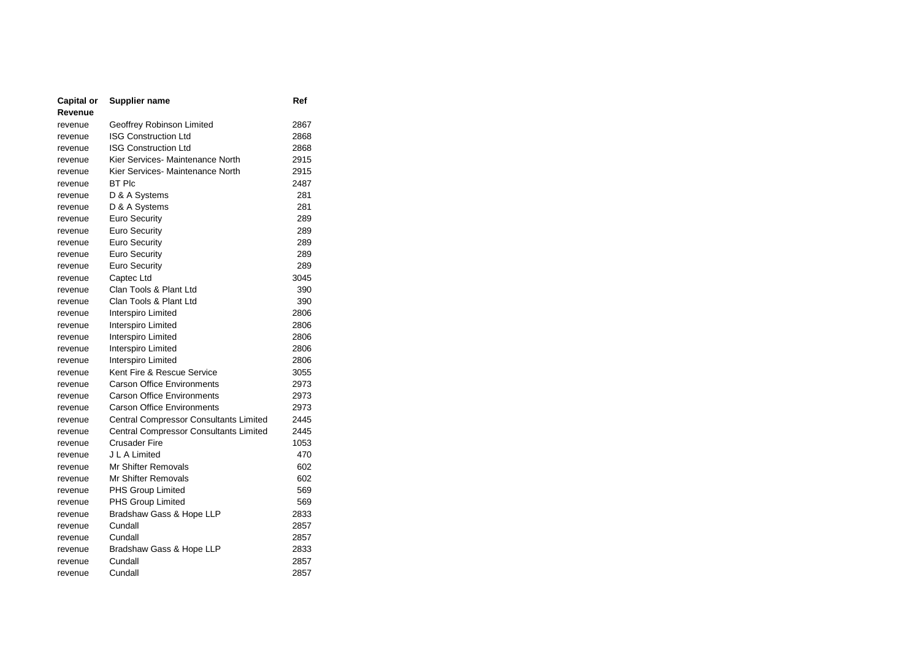| Capital or Revenue | Supplier name | Ref |
| --- | --- | --- |
| revenue | Geoffrey Robinson Limited | 2867 |
| revenue | ISG Construction Ltd | 2868 |
| revenue | ISG Construction Ltd | 2868 |
| revenue | Kier Services- Maintenance North | 2915 |
| revenue | Kier Services- Maintenance North | 2915 |
| revenue | BT Plc | 2487 |
| revenue | D & A Systems | 281 |
| revenue | D & A Systems | 281 |
| revenue | Euro Security | 289 |
| revenue | Euro Security | 289 |
| revenue | Euro Security | 289 |
| revenue | Euro Security | 289 |
| revenue | Euro Security | 289 |
| revenue | Captec Ltd | 3045 |
| revenue | Clan Tools & Plant Ltd | 390 |
| revenue | Clan Tools & Plant Ltd | 390 |
| revenue | Interspiro Limited | 2806 |
| revenue | Interspiro Limited | 2806 |
| revenue | Interspiro Limited | 2806 |
| revenue | Interspiro Limited | 2806 |
| revenue | Interspiro Limited | 2806 |
| revenue | Kent Fire & Rescue Service | 3055 |
| revenue | Carson Office Environments | 2973 |
| revenue | Carson Office Environments | 2973 |
| revenue | Carson Office Environments | 2973 |
| revenue | Central Compressor Consultants Limited | 2445 |
| revenue | Central Compressor Consultants Limited | 2445 |
| revenue | Crusader Fire | 1053 |
| revenue | J L A Limited | 470 |
| revenue | Mr Shifter Removals | 602 |
| revenue | Mr Shifter Removals | 602 |
| revenue | PHS Group Limited | 569 |
| revenue | PHS Group Limited | 569 |
| revenue | Bradshaw Gass & Hope LLP | 2833 |
| revenue | Cundall | 2857 |
| revenue | Cundall | 2857 |
| revenue | Bradshaw Gass & Hope LLP | 2833 |
| revenue | Cundall | 2857 |
| revenue | Cundall | 2857 |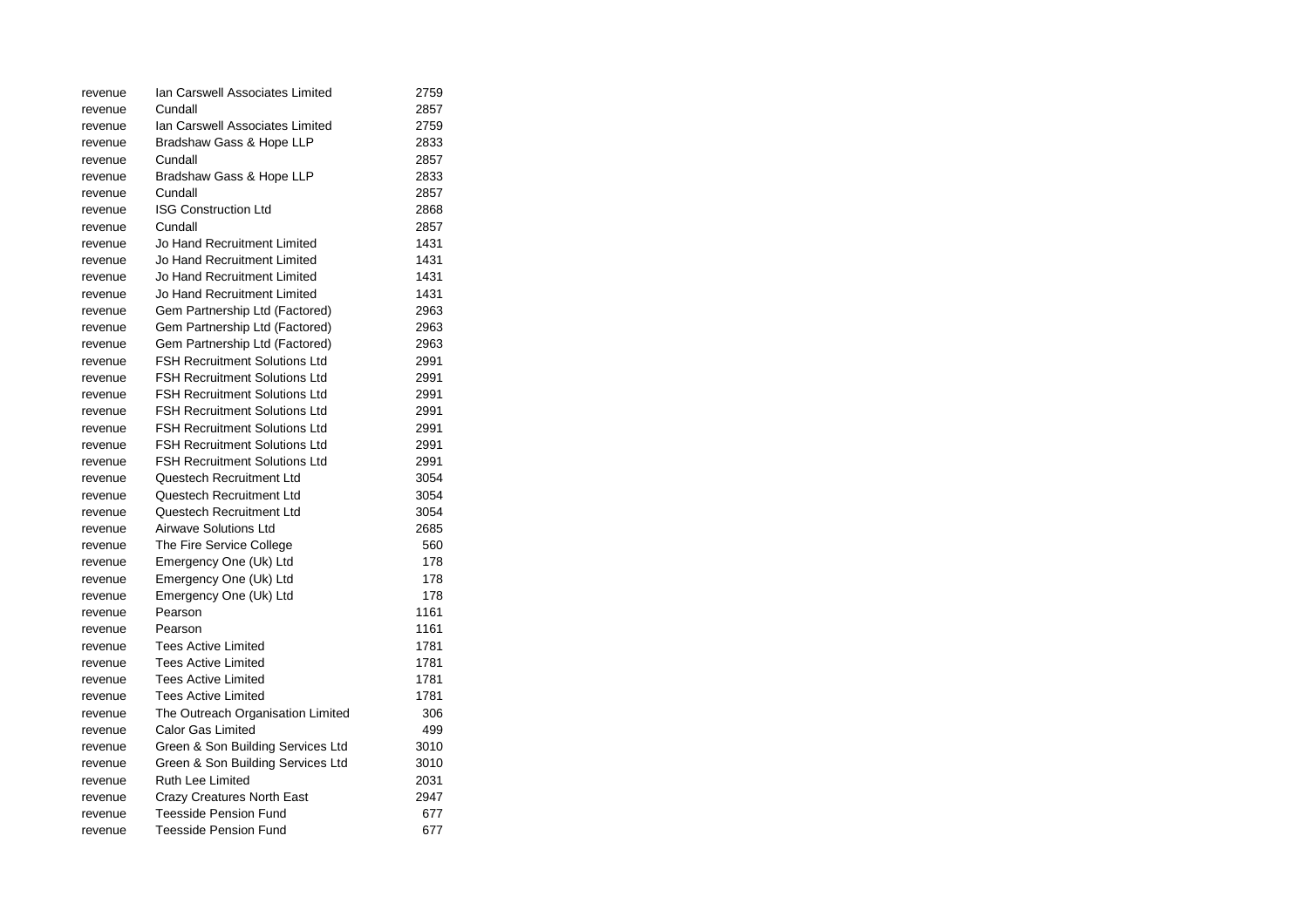| | | |
|---|---|---|
| revenue | Ian Carswell Associates Limited | 2759 |
| revenue | Cundall | 2857 |
| revenue | Ian Carswell Associates Limited | 2759 |
| revenue | Bradshaw Gass & Hope LLP | 2833 |
| revenue | Cundall | 2857 |
| revenue | Bradshaw Gass & Hope LLP | 2833 |
| revenue | Cundall | 2857 |
| revenue | ISG Construction Ltd | 2868 |
| revenue | Cundall | 2857 |
| revenue | Jo Hand Recruitment Limited | 1431 |
| revenue | Jo Hand Recruitment Limited | 1431 |
| revenue | Jo Hand Recruitment Limited | 1431 |
| revenue | Jo Hand Recruitment Limited | 1431 |
| revenue | Gem Partnership Ltd (Factored) | 2963 |
| revenue | Gem Partnership Ltd (Factored) | 2963 |
| revenue | Gem Partnership Ltd (Factored) | 2963 |
| revenue | FSH Recruitment Solutions Ltd | 2991 |
| revenue | FSH Recruitment Solutions Ltd | 2991 |
| revenue | FSH Recruitment Solutions Ltd | 2991 |
| revenue | FSH Recruitment Solutions Ltd | 2991 |
| revenue | FSH Recruitment Solutions Ltd | 2991 |
| revenue | FSH Recruitment Solutions Ltd | 2991 |
| revenue | FSH Recruitment Solutions Ltd | 2991 |
| revenue | Questech Recruitment Ltd | 3054 |
| revenue | Questech Recruitment Ltd | 3054 |
| revenue | Questech Recruitment Ltd | 3054 |
| revenue | Airwave Solutions Ltd | 2685 |
| revenue | The Fire Service College | 560 |
| revenue | Emergency One (Uk) Ltd | 178 |
| revenue | Emergency One (Uk) Ltd | 178 |
| revenue | Emergency One (Uk) Ltd | 178 |
| revenue | Pearson | 1161 |
| revenue | Pearson | 1161 |
| revenue | Tees Active Limited | 1781 |
| revenue | Tees Active Limited | 1781 |
| revenue | Tees Active Limited | 1781 |
| revenue | Tees Active Limited | 1781 |
| revenue | The Outreach Organisation Limited | 306 |
| revenue | Calor Gas Limited | 499 |
| revenue | Green & Son Building Services Ltd | 3010 |
| revenue | Green & Son Building Services Ltd | 3010 |
| revenue | Ruth Lee Limited | 2031 |
| revenue | Crazy Creatures North East | 2947 |
| revenue | Teesside Pension Fund | 677 |
| revenue | Teesside Pension Fund | 677 |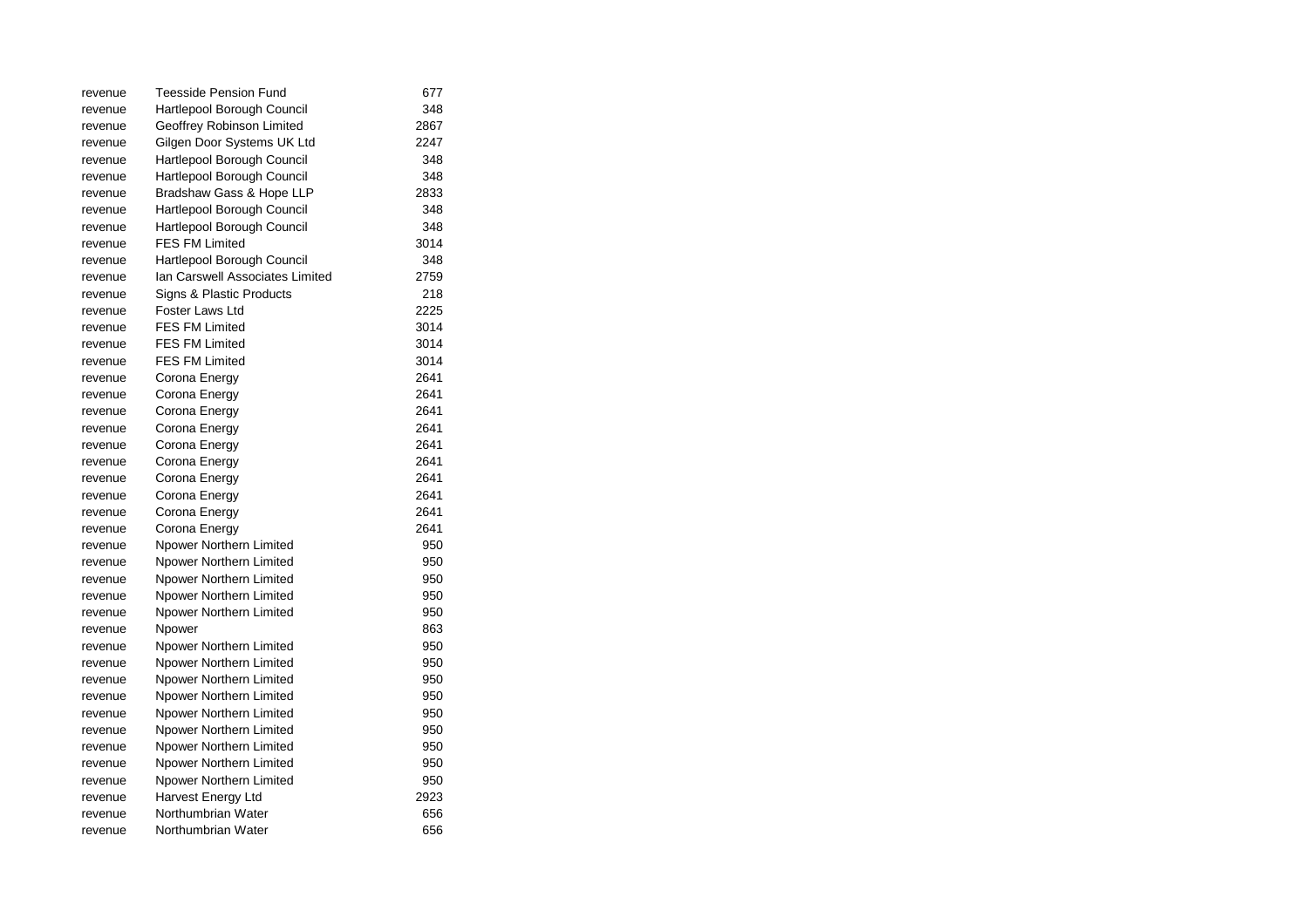| | | |
|---|---|---|
| revenue | Teesside Pension Fund | 677 |
| revenue | Hartlepool Borough Council | 348 |
| revenue | Geoffrey Robinson Limited | 2867 |
| revenue | Gilgen Door Systems UK Ltd | 2247 |
| revenue | Hartlepool Borough Council | 348 |
| revenue | Hartlepool Borough Council | 348 |
| revenue | Bradshaw Gass & Hope LLP | 2833 |
| revenue | Hartlepool Borough Council | 348 |
| revenue | Hartlepool Borough Council | 348 |
| revenue | FES FM Limited | 3014 |
| revenue | Hartlepool Borough Council | 348 |
| revenue | Ian Carswell Associates Limited | 2759 |
| revenue | Signs & Plastic Products | 218 |
| revenue | Foster Laws Ltd | 2225 |
| revenue | FES FM Limited | 3014 |
| revenue | FES FM Limited | 3014 |
| revenue | FES FM Limited | 3014 |
| revenue | Corona Energy | 2641 |
| revenue | Corona Energy | 2641 |
| revenue | Corona Energy | 2641 |
| revenue | Corona Energy | 2641 |
| revenue | Corona Energy | 2641 |
| revenue | Corona Energy | 2641 |
| revenue | Corona Energy | 2641 |
| revenue | Corona Energy | 2641 |
| revenue | Corona Energy | 2641 |
| revenue | Corona Energy | 2641 |
| revenue | Npower Northern Limited | 950 |
| revenue | Npower Northern Limited | 950 |
| revenue | Npower Northern Limited | 950 |
| revenue | Npower Northern Limited | 950 |
| revenue | Npower Northern Limited | 950 |
| revenue | Npower | 863 |
| revenue | Npower Northern Limited | 950 |
| revenue | Npower Northern Limited | 950 |
| revenue | Npower Northern Limited | 950 |
| revenue | Npower Northern Limited | 950 |
| revenue | Npower Northern Limited | 950 |
| revenue | Npower Northern Limited | 950 |
| revenue | Npower Northern Limited | 950 |
| revenue | Npower Northern Limited | 950 |
| revenue | Npower Northern Limited | 950 |
| revenue | Harvest Energy Ltd | 2923 |
| revenue | Northumbrian Water | 656 |
| revenue | Northumbrian Water | 656 |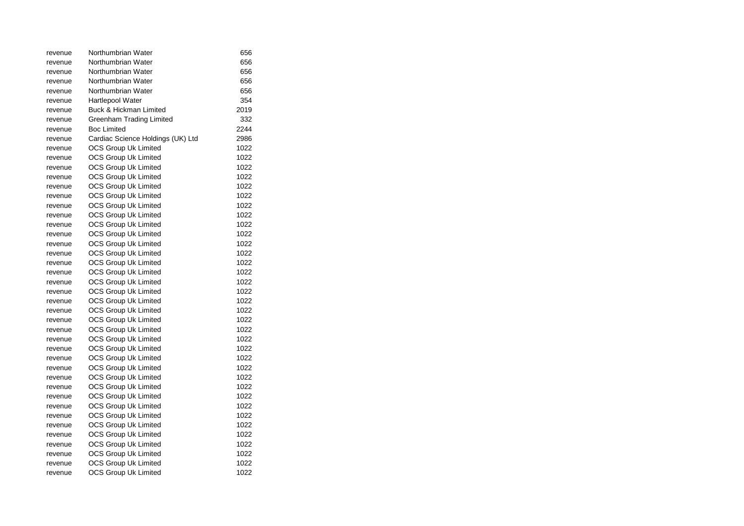| | | |
|---|---|---|
| revenue | Northumbrian Water | 656 |
| revenue | Northumbrian Water | 656 |
| revenue | Northumbrian Water | 656 |
| revenue | Northumbrian Water | 656 |
| revenue | Northumbrian Water | 656 |
| revenue | Hartlepool Water | 354 |
| revenue | Buck & Hickman Limited | 2019 |
| revenue | Greenham Trading Limited | 332 |
| revenue | Boc Limited | 2244 |
| revenue | Cardiac Science Holdings (UK) Ltd | 2986 |
| revenue | OCS Group Uk Limited | 1022 |
| revenue | OCS Group Uk Limited | 1022 |
| revenue | OCS Group Uk Limited | 1022 |
| revenue | OCS Group Uk Limited | 1022 |
| revenue | OCS Group Uk Limited | 1022 |
| revenue | OCS Group Uk Limited | 1022 |
| revenue | OCS Group Uk Limited | 1022 |
| revenue | OCS Group Uk Limited | 1022 |
| revenue | OCS Group Uk Limited | 1022 |
| revenue | OCS Group Uk Limited | 1022 |
| revenue | OCS Group Uk Limited | 1022 |
| revenue | OCS Group Uk Limited | 1022 |
| revenue | OCS Group Uk Limited | 1022 |
| revenue | OCS Group Uk Limited | 1022 |
| revenue | OCS Group Uk Limited | 1022 |
| revenue | OCS Group Uk Limited | 1022 |
| revenue | OCS Group Uk Limited | 1022 |
| revenue | OCS Group Uk Limited | 1022 |
| revenue | OCS Group Uk Limited | 1022 |
| revenue | OCS Group Uk Limited | 1022 |
| revenue | OCS Group Uk Limited | 1022 |
| revenue | OCS Group Uk Limited | 1022 |
| revenue | OCS Group Uk Limited | 1022 |
| revenue | OCS Group Uk Limited | 1022 |
| revenue | OCS Group Uk Limited | 1022 |
| revenue | OCS Group Uk Limited | 1022 |
| revenue | OCS Group Uk Limited | 1022 |
| revenue | OCS Group Uk Limited | 1022 |
| revenue | OCS Group Uk Limited | 1022 |
| revenue | OCS Group Uk Limited | 1022 |
| revenue | OCS Group Uk Limited | 1022 |
| revenue | OCS Group Uk Limited | 1022 |
| revenue | OCS Group Uk Limited | 1022 |
| revenue | OCS Group Uk Limited | 1022 |
| revenue | OCS Group Uk Limited | 1022 |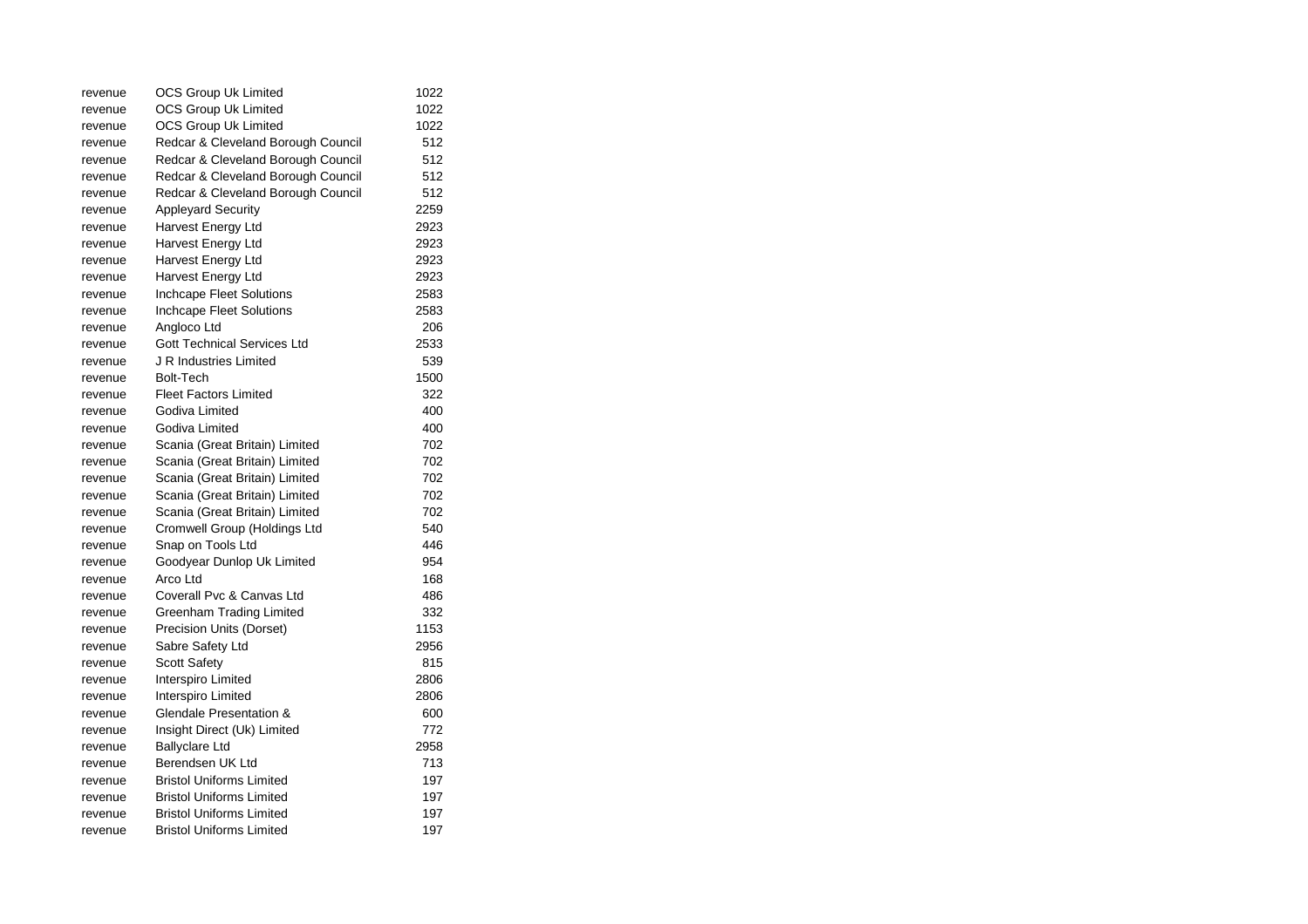| | | |
|---|---|---|
| revenue | OCS Group Uk Limited | 1022 |
| revenue | OCS Group Uk Limited | 1022 |
| revenue | OCS Group Uk Limited | 1022 |
| revenue | Redcar & Cleveland Borough Council | 512 |
| revenue | Redcar & Cleveland Borough Council | 512 |
| revenue | Redcar & Cleveland Borough Council | 512 |
| revenue | Redcar & Cleveland Borough Council | 512 |
| revenue | Appleyard Security | 2259 |
| revenue | Harvest Energy Ltd | 2923 |
| revenue | Harvest Energy Ltd | 2923 |
| revenue | Harvest Energy Ltd | 2923 |
| revenue | Harvest Energy Ltd | 2923 |
| revenue | Inchcape Fleet Solutions | 2583 |
| revenue | Inchcape Fleet Solutions | 2583 |
| revenue | Angloco Ltd | 206 |
| revenue | Gott Technical Services Ltd | 2533 |
| revenue | J R Industries Limited | 539 |
| revenue | Bolt-Tech | 1500 |
| revenue | Fleet Factors Limited | 322 |
| revenue | Godiva Limited | 400 |
| revenue | Godiva Limited | 400 |
| revenue | Scania (Great Britain) Limited | 702 |
| revenue | Scania (Great Britain) Limited | 702 |
| revenue | Scania (Great Britain) Limited | 702 |
| revenue | Scania (Great Britain) Limited | 702 |
| revenue | Scania (Great Britain) Limited | 702 |
| revenue | Cromwell Group (Holdings Ltd | 540 |
| revenue | Snap on Tools Ltd | 446 |
| revenue | Goodyear Dunlop Uk Limited | 954 |
| revenue | Arco Ltd | 168 |
| revenue | Coverall Pvc & Canvas Ltd | 486 |
| revenue | Greenham Trading Limited | 332 |
| revenue | Precision Units (Dorset) | 1153 |
| revenue | Sabre Safety Ltd | 2956 |
| revenue | Scott Safety | 815 |
| revenue | Interspiro Limited | 2806 |
| revenue | Interspiro Limited | 2806 |
| revenue | Glendale Presentation & | 600 |
| revenue | Insight Direct (Uk) Limited | 772 |
| revenue | Ballyclare Ltd | 2958 |
| revenue | Berendsen UK Ltd | 713 |
| revenue | Bristol Uniforms Limited | 197 |
| revenue | Bristol Uniforms Limited | 197 |
| revenue | Bristol Uniforms Limited | 197 |
| revenue | Bristol Uniforms Limited | 197 |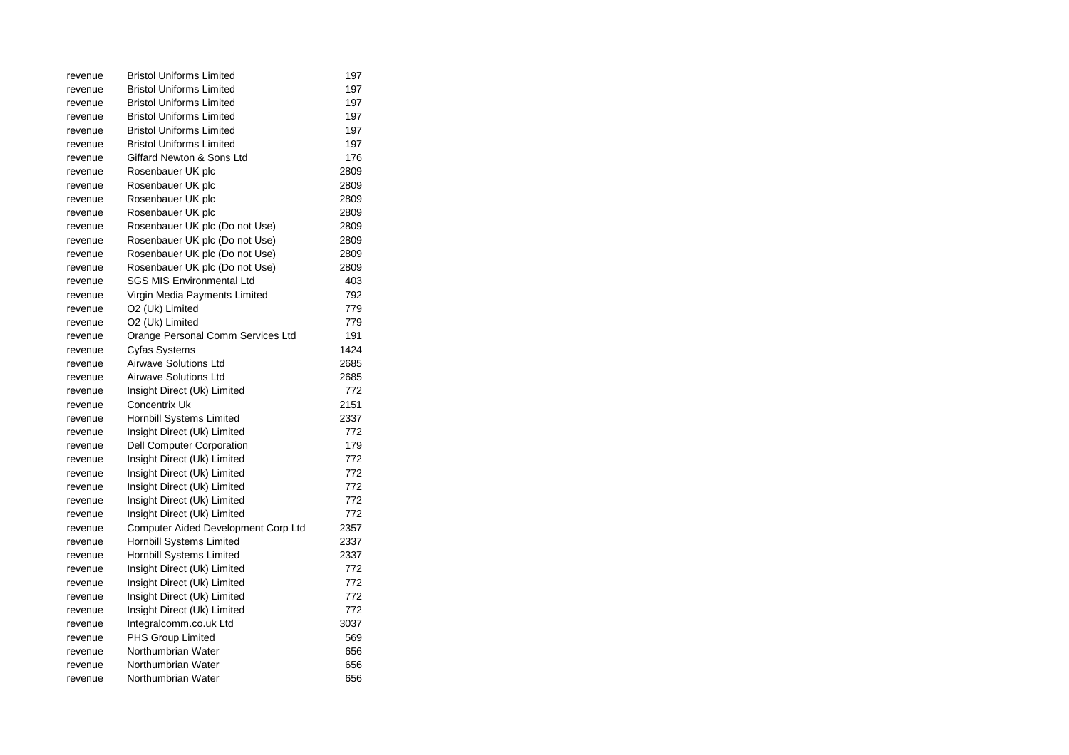| | | |
|---|---|---|
| revenue | Bristol Uniforms Limited | 197 |
| revenue | Bristol Uniforms Limited | 197 |
| revenue | Bristol Uniforms Limited | 197 |
| revenue | Bristol Uniforms Limited | 197 |
| revenue | Bristol Uniforms Limited | 197 |
| revenue | Bristol Uniforms Limited | 197 |
| revenue | Giffard Newton & Sons Ltd | 176 |
| revenue | Rosenbauer UK plc | 2809 |
| revenue | Rosenbauer UK plc | 2809 |
| revenue | Rosenbauer UK plc | 2809 |
| revenue | Rosenbauer UK plc | 2809 |
| revenue | Rosenbauer UK plc (Do not Use) | 2809 |
| revenue | Rosenbauer UK plc (Do not Use) | 2809 |
| revenue | Rosenbauer UK plc (Do not Use) | 2809 |
| revenue | Rosenbauer UK plc (Do not Use) | 2809 |
| revenue | SGS MIS Environmental Ltd | 403 |
| revenue | Virgin Media Payments Limited | 792 |
| revenue | O2 (Uk) Limited | 779 |
| revenue | O2 (Uk) Limited | 779 |
| revenue | Orange Personal Comm Services Ltd | 191 |
| revenue | Cyfas Systems | 1424 |
| revenue | Airwave Solutions Ltd | 2685 |
| revenue | Airwave Solutions Ltd | 2685 |
| revenue | Insight Direct (Uk) Limited | 772 |
| revenue | Concentrix Uk | 2151 |
| revenue | Hornbill Systems Limited | 2337 |
| revenue | Insight Direct (Uk) Limited | 772 |
| revenue | Dell Computer Corporation | 179 |
| revenue | Insight Direct (Uk) Limited | 772 |
| revenue | Insight Direct (Uk) Limited | 772 |
| revenue | Insight Direct (Uk) Limited | 772 |
| revenue | Insight Direct (Uk) Limited | 772 |
| revenue | Insight Direct (Uk) Limited | 772 |
| revenue | Computer Aided Development Corp Ltd | 2357 |
| revenue | Hornbill Systems Limited | 2337 |
| revenue | Hornbill Systems Limited | 2337 |
| revenue | Insight Direct (Uk) Limited | 772 |
| revenue | Insight Direct (Uk) Limited | 772 |
| revenue | Insight Direct (Uk) Limited | 772 |
| revenue | Insight Direct (Uk) Limited | 772 |
| revenue | Integralcomm.co.uk Ltd | 3037 |
| revenue | PHS Group Limited | 569 |
| revenue | Northumbrian Water | 656 |
| revenue | Northumbrian Water | 656 |
| revenue | Northumbrian Water | 656 |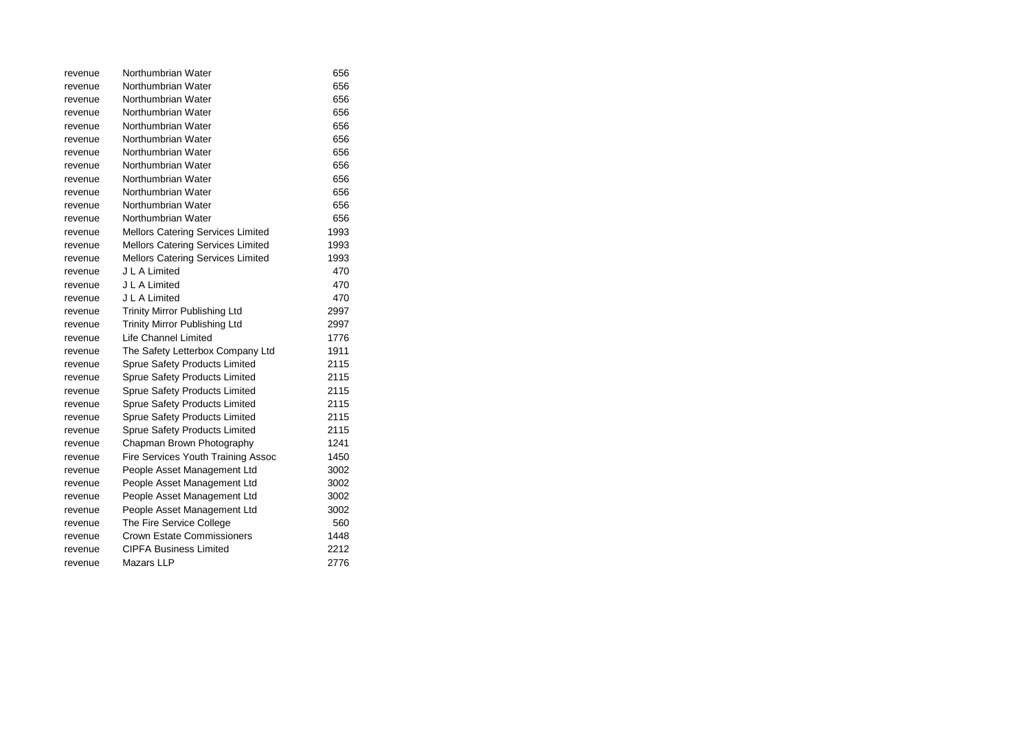| | | |
|---|---|---|
| revenue | Northumbrian Water | 656 |
| revenue | Northumbrian Water | 656 |
| revenue | Northumbrian Water | 656 |
| revenue | Northumbrian Water | 656 |
| revenue | Northumbrian Water | 656 |
| revenue | Northumbrian Water | 656 |
| revenue | Northumbrian Water | 656 |
| revenue | Northumbrian Water | 656 |
| revenue | Northumbrian Water | 656 |
| revenue | Northumbrian Water | 656 |
| revenue | Northumbrian Water | 656 |
| revenue | Northumbrian Water | 656 |
| revenue | Mellors Catering Services Limited | 1993 |
| revenue | Mellors Catering Services Limited | 1993 |
| revenue | Mellors Catering Services Limited | 1993 |
| revenue | J L A Limited | 470 |
| revenue | J L A Limited | 470 |
| revenue | J L A Limited | 470 |
| revenue | Trinity Mirror Publishing Ltd | 2997 |
| revenue | Trinity Mirror Publishing Ltd | 2997 |
| revenue | Life Channel Limited | 1776 |
| revenue | The Safety Letterbox Company Ltd | 1911 |
| revenue | Sprue Safety Products Limited | 2115 |
| revenue | Sprue Safety Products Limited | 2115 |
| revenue | Sprue Safety Products Limited | 2115 |
| revenue | Sprue Safety Products Limited | 2115 |
| revenue | Sprue Safety Products Limited | 2115 |
| revenue | Sprue Safety Products Limited | 2115 |
| revenue | Chapman Brown Photography | 1241 |
| revenue | Fire Services Youth Training Assoc | 1450 |
| revenue | People Asset Management Ltd | 3002 |
| revenue | People Asset Management Ltd | 3002 |
| revenue | People Asset Management Ltd | 3002 |
| revenue | People Asset Management Ltd | 3002 |
| revenue | The Fire Service College | 560 |
| revenue | Crown Estate Commissioners | 1448 |
| revenue | CIPFA Business Limited | 2212 |
| revenue | Mazars LLP | 2776 |